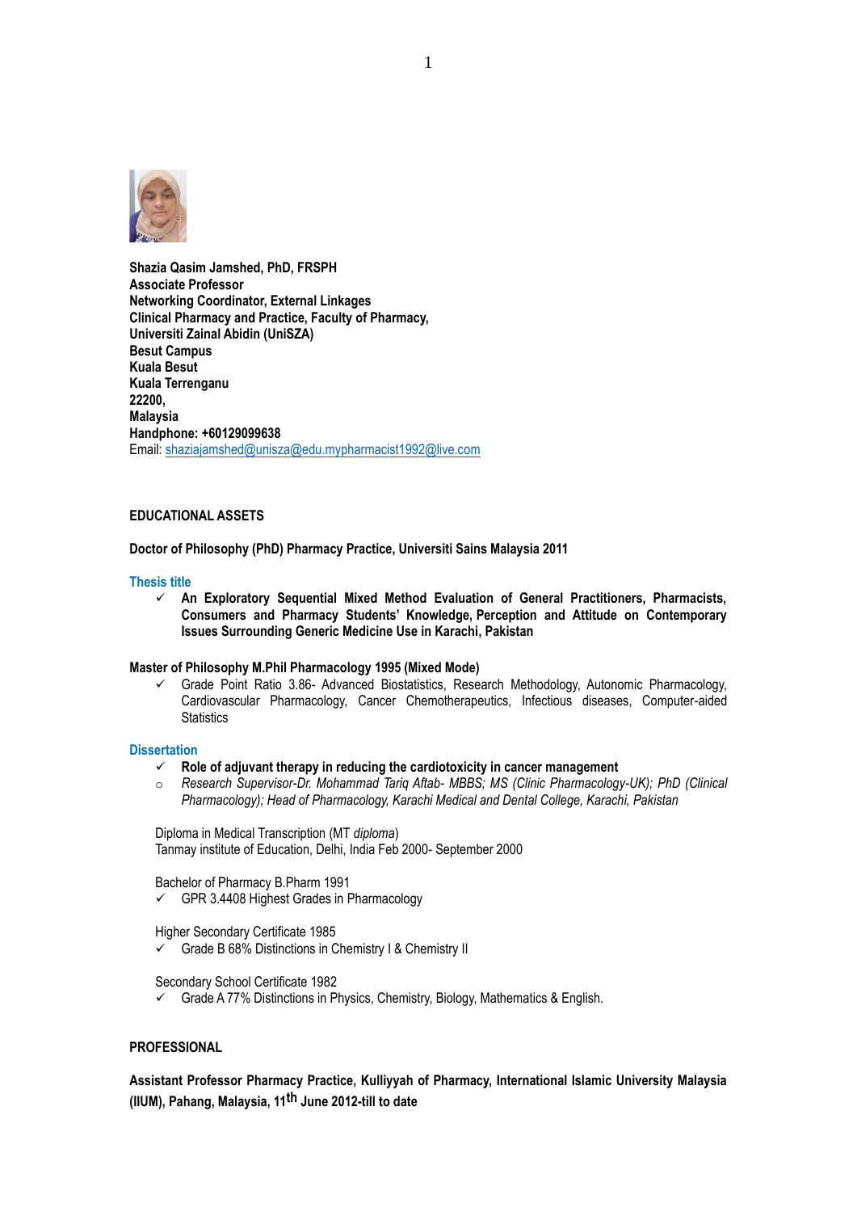**Shazia Qasim Jamshed, PhD, FRSPH**
**Associate Professor**
**Networking Coordinator, External Linkages**
**Clinical Pharmacy and Practice, Faculty of Pharmacy,**
**Universiti Zainal Abidin (UniSZA)**
**Besut Campus**
**Kuala Besut**
**Kuala Terrenganu**
**22200,**
**Malaysia**
**Handphone: +60129099638**
Email: shaziajamshed@unisza@edu.mypharmacist1992@live.com

## EDUCATIONAL ASSETS

**Doctor of Philosophy (PhD) Pharmacy Practice, Universiti Sains Malaysia 2011**

### Thesis title

- ✓ **An Exploratory Sequential Mixed Method Evaluation of General Practitioners, Pharmacists, Consumers and Pharmacy Students' Knowledge, Perception and Attitude on Contemporary Issues Surrounding Generic Medicine Use in Karachi, Pakistan**

**Master of Philosophy M.Phil Pharmacology 1995 (Mixed Mode)**

- ✓ Grade Point Ratio 3.86- Advanced Biostatistics, Research Methodology, Autonomic Pharmacology, Cardiovascular Pharmacology, Cancer Chemotherapeutics, Infectious diseases, Computer-aided Statistics

### Dissertation

- ✓ **Role of adjuvant therapy in reducing the cardiotoxicity in cancer management**
- o *Research Supervisor-Dr. Mohammad Tariq Aftab- MBBS; MS (Clinic Pharmacology-UK); PhD (Clinical Pharmacology); Head of Pharmacology, Karachi Medical and Dental College, Karachi, Pakistan*

Diploma in Medical Transcription (MT *diploma*)
Tanmay institute of Education, Delhi, India Feb 2000- September 2000

Bachelor of Pharmacy B.Pharm 1991

- ✓ GPR 3.4408 Highest Grades in Pharmacology

Higher Secondary Certificate 1985

- ✓ Grade B 68% Distinctions in Chemistry I & Chemistry II

Secondary School Certificate 1982

- ✓ Grade A 77% Distinctions in Physics, Chemistry, Biology, Mathematics & English.

## PROFESSIONAL

**Assistant Professor Pharmacy Practice, Kulliyyah of Pharmacy, International Islamic University Malaysia (IIUM), Pahang, Malaysia, 11th June 2012-till to date**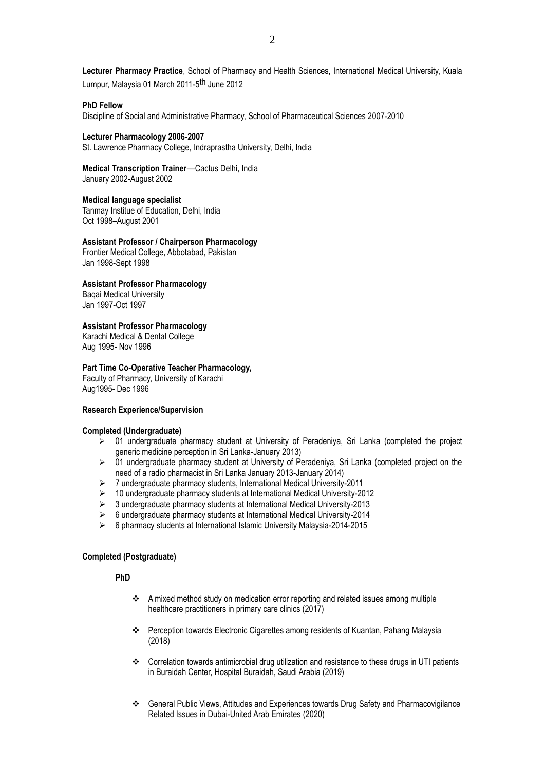**Lecturer Pharmacy Practice**, School of Pharmacy and Health Sciences, International Medical University, Kuala Lumpur, Malaysia 01 March 2011-5th June 2012

**PhD Fellow**
Discipline of Social and Administrative Pharmacy, School of Pharmaceutical Sciences 2007-2010

**Lecturer Pharmacology 2006-2007**
St. Lawrence Pharmacy College, Indraprastha University, Delhi, India

**Medical Transcription Trainer**—Cactus Delhi, India
January 2002-August 2002

**Medical language specialist**
Tanmay Institue of Education, Delhi, India
Oct 1998–August 2001

**Assistant Professor / Chairperson Pharmacology**
Frontier Medical College, Abbotabad, Pakistan
Jan 1998-Sept 1998

**Assistant Professor Pharmacology**
Baqai Medical University
Jan 1997-Oct 1997

**Assistant Professor Pharmacology**
Karachi Medical & Dental College
Aug 1995- Nov 1996

**Part Time Co-Operative Teacher Pharmacology,**
Faculty of Pharmacy, University of Karachi
Aug1995- Dec 1996

**Research Experience/Supervision**

**Completed (Undergraduate)**

- 01 undergraduate pharmacy student at University of Peradeniya, Sri Lanka (completed the project generic medicine perception in Sri Lanka-January 2013)
- 01 undergraduate pharmacy student at University of Peradeniya, Sri Lanka (completed project on the need of a radio pharmacist in Sri Lanka January 2013-January 2014)
- 7 undergraduate pharmacy students, International Medical University-2011
- 10 undergraduate pharmacy students at International Medical University-2012
- 3 undergraduate pharmacy students at International Medical University-2013
- 6 undergraduate pharmacy students at International Medical University-2014
- 6 pharmacy students at International Islamic University Malaysia-2014-2015

**Completed (Postgraduate)**

**PhD**

- A mixed method study on medication error reporting and related issues among multiple healthcare practitioners in primary care clinics (2017)
- Perception towards Electronic Cigarettes among residents of Kuantan, Pahang Malaysia (2018)
- Correlation towards antimicrobial drug utilization and resistance to these drugs in UTI patients in Buraidah Center, Hospital Buraidah, Saudi Arabia (2019)
- General Public Views, Attitudes and Experiences towards Drug Safety and Pharmacovigilance Related Issues in Dubai-United Arab Emirates (2020)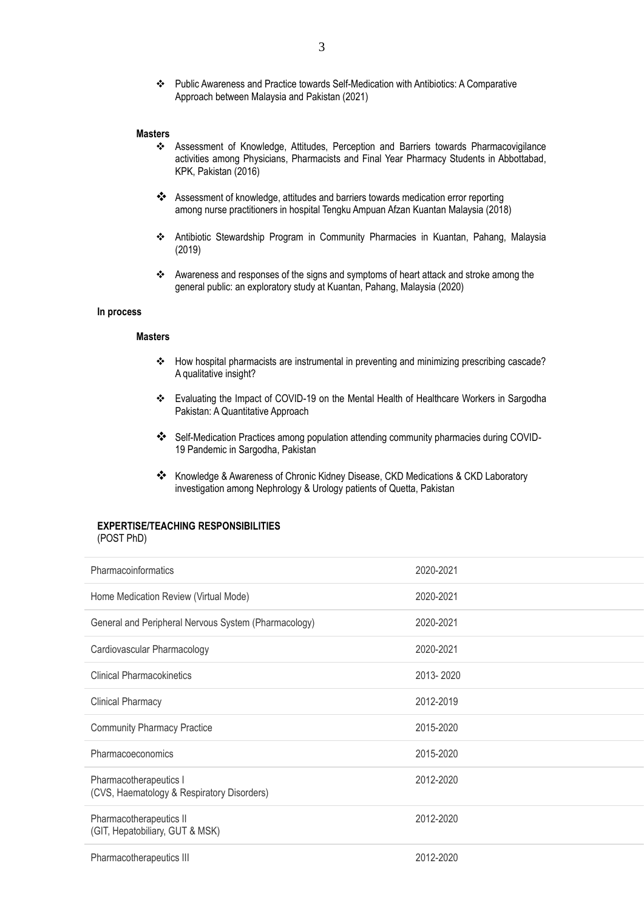- Public Awareness and Practice towards Self-Medication with Antibiotics: A Comparative Approach between Malaysia and Pakistan (2021)

**Masters**

- Assessment of Knowledge, Attitudes, Perception and Barriers towards Pharmacovigilance activities among Physicians, Pharmacists and Final Year Pharmacy Students in Abbottabad, KPK, Pakistan (2016)
- Assessment of knowledge, attitudes and barriers towards medication error reporting among nurse practitioners in hospital Tengku Ampuan Afzan Kuantan Malaysia (2018)
- Antibiotic Stewardship Program in Community Pharmacies in Kuantan, Pahang, Malaysia (2019)
- Awareness and responses of the signs and symptoms of heart attack and stroke among the general public: an exploratory study at Kuantan, Pahang, Malaysia (2020)

**In process**

**Masters**

- How hospital pharmacists are instrumental in preventing and minimizing prescribing cascade? A qualitative insight?
- Evaluating the Impact of COVID-19 on the Mental Health of Healthcare Workers in Sargodha Pakistan: A Quantitative Approach
- Self-Medication Practices among population attending community pharmacies during COVID-19 Pandemic in Sargodha, Pakistan
- Knowledge & Awareness of Chronic Kidney Disease, CKD Medications & CKD Laboratory investigation among Nephrology & Urology patients of Quetta, Pakistan

**EXPERTISE/TEACHING RESPONSIBILITIES**
(POST PhD)

| | |
|---|---|
| Pharmacoinformatics | 2020-2021 |
| Home Medication Review (Virtual Mode) | 2020-2021 |
| General and Peripheral Nervous System (Pharmacology) | 2020-2021 |
| Cardiovascular Pharmacology | 2020-2021 |
| Clinical Pharmacokinetics | 2013- 2020 |
| Clinical Pharmacy | 2012-2019 |
| Community Pharmacy Practice | 2015-2020 |
| Pharmacoeconomics | 2015-2020 |
| Pharmacotherapeutics I (CVS, Haematology & Respiratory Disorders) | 2012-2020 |
| Pharmacotherapeutics II (GIT, Hepatobiliary, GUT & MSK) | 2012-2020 |
| Pharmacotherapeutics III | 2012-2020 |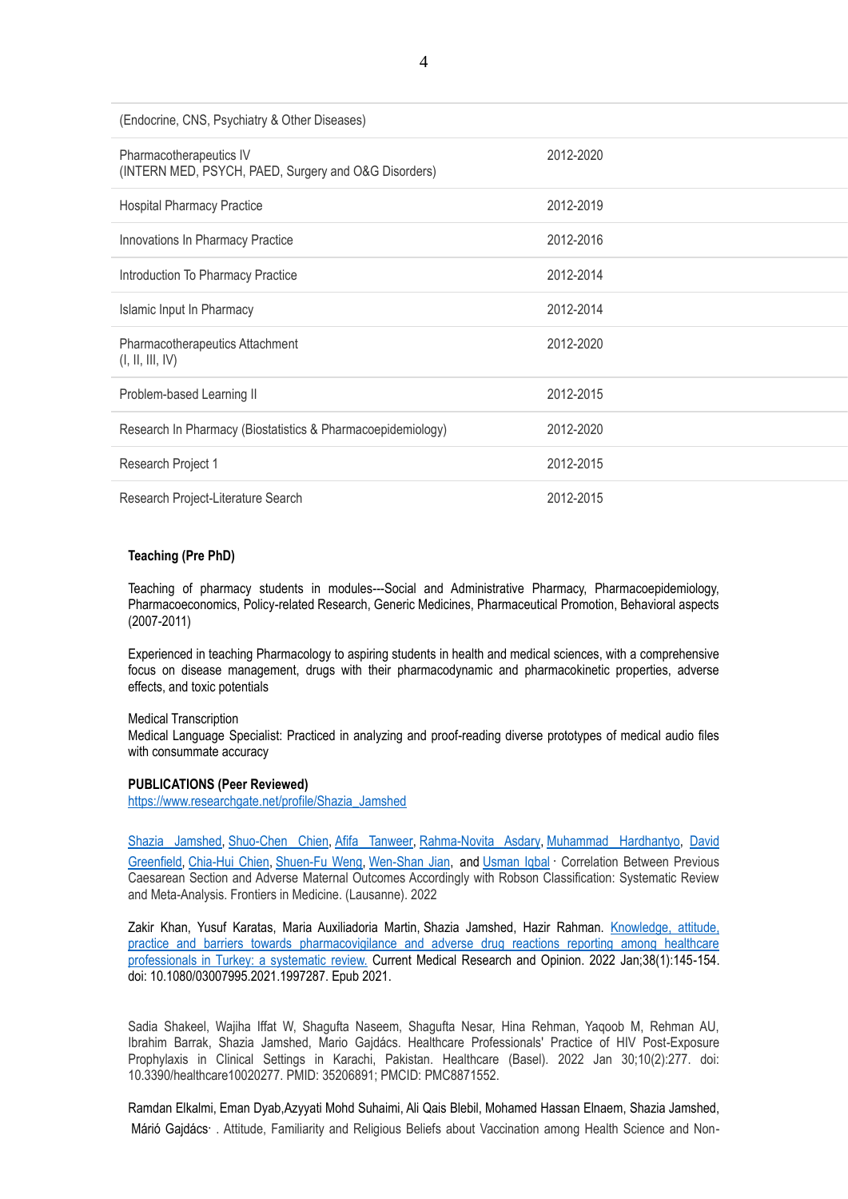| | |
|---|---|
| (Endocrine, CNS, Psychiatry & Other Diseases) | |
| Pharmacotherapeutics IV (INTERN MED, PSYCH, PAED, Surgery and O&G Disorders) | 2012-2020 |
| Hospital Pharmacy Practice | 2012-2019 |
| Innovations In Pharmacy Practice | 2012-2016 |
| Introduction To Pharmacy Practice | 2012-2014 |
| Islamic Input In Pharmacy | 2012-2014 |
| Pharmacotherapeutics Attachment (I, II, III, IV) | 2012-2020 |
| Problem-based Learning II | 2012-2015 |
| Research In Pharmacy (Biostatistics & Pharmacoepidemiology) | 2012-2020 |
| Research Project 1 | 2012-2015 |
| Research Project-Literature Search | 2012-2015 |

**Teaching (Pre PhD)**

Teaching of pharmacy students in modules---Social and Administrative Pharmacy, Pharmacoepidemiology, Pharmacoeconomics, Policy-related Research, Generic Medicines, Pharmaceutical Promotion, Behavioral aspects (2007-2011)

Experienced in teaching Pharmacology to aspiring students in health and medical sciences, with a comprehensive focus on disease management, drugs with their pharmacodynamic and pharmacokinetic properties, adverse effects, and toxic potentials

Medical Transcription
Medical Language Specialist: Practiced in analyzing and proof-reading diverse prototypes of medical audio files with consummate accuracy

**PUBLICATIONS (Peer Reviewed)**
https://www.researchgate.net/profile/Shazia_Jamshed

Shazia Jamshed, Shuo-Chen Chien, Afifa Tanweer, Rahma-Novita Asdary, Muhammad Hardhantyo, David Greenfield, Chia-Hui Chien, Shuen-Fu Weng, Wen-Shan Jian, and Usman Iqbal · Correlation Between Previous Caesarean Section and Adverse Maternal Outcomes Accordingly with Robson Classification: Systematic Review and Meta-Analysis. Frontiers in Medicine. (Lausanne). 2022

Zakir Khan, Yusuf Karatas, Maria Auxiliadoria Martin, Shazia Jamshed, Hazir Rahman. Knowledge, attitude, practice and barriers towards pharmacovigilance and adverse drug reactions reporting among healthcare professionals in Turkey: a systematic review. Current Medical Research and Opinion. 2022 Jan;38(1):145-154. doi: 10.1080/03007995.2021.1997287. Epub 2021.

Sadia Shakeel, Wajiha Iffat W, Shagufta Naseem, Shagufta Nesar, Hina Rehman, Yaqoob M, Rehman AU, Ibrahim Barrak, Shazia Jamshed, Mario Gajdács. Healthcare Professionals' Practice of HIV Post-Exposure Prophylaxis in Clinical Settings in Karachi, Pakistan. Healthcare (Basel). 2022 Jan 30;10(2):277. doi: 10.3390/healthcare10020277. PMID: 35206891; PMCID: PMC8871552.

Ramdan Elkalmi, Eman Dyab,Azyyati Mohd Suhaimi, Ali Qais Blebil, Mohamed Hassan Elnaem, Shazia Jamshed, Márió Gajdács· . Attitude, Familiarity and Religious Beliefs about Vaccination among Health Science and Non-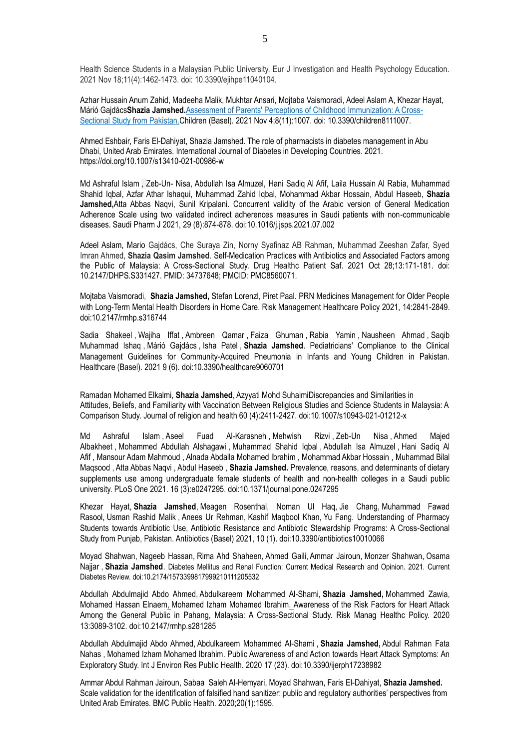Health Science Students in a Malaysian Public University. Eur J Investigation and Health Psychology Education. 2021 Nov 18;11(4):1462-1473. doi: 10.3390/ejihpe11040104.

Azhar Hussain Anum Zahid, Madeeha Malik, Mukhtar Ansari, Mojtaba Vaismoradi, Adeel Aslam A, Khezar Hayat, Márió Gajdács**Shazia Jamshed.**Assessment of Parents' Perceptions of Childhood Immunization: A Cross-Sectional Study from Pakistan.Children (Basel). 2021 Nov 4;8(11):1007. doi: 10.3390/children8111007.

Ahmed Eshbair, Faris El-Dahiyat, Shazia Jamshed. The role of pharmacists in diabetes management in Abu Dhabi, United Arab Emirates. International Journal of Diabetes in Developing Countries. 2021. https://doi.org/10.1007/s13410-021-00986-w

Md Ashraful Islam , Zeb-Un- Nisa, Abdullah Isa Almuzel, Hani Sadiq Al Afif, Laila Hussain Al Rabia, Muhammad Shahid Iqbal, Azfar Athar Ishaqui, Muhammad Zahid Iqbal, Mohammad Akbar Hossain, Abdul Haseeb, **Shazia Jamshed,**Atta Abbas Naqvi, Sunil Kripalani. Concurrent validity of the Arabic version of General Medication Adherence Scale using two validated indirect adherences measures in Saudi patients with non-communicable diseases. Saudi Pharm J 2021, 29 (8):874-878. doi:10.1016/j.jsps.2021.07.002

Adeel Aslam, Mario Gajdács, Che Suraya Zin, Norny Syafinaz AB Rahman, Muhammad Zeeshan Zafar, Syed Imran Ahmed, **Shazia Qasim Jamshed**. Self-Medication Practices with Antibiotics and Associated Factors among the Public of Malaysia: A Cross-Sectional Study. Drug Healthc Patient Saf. 2021 Oct 28;13:171-181. doi: 10.2147/DHPS.S331427. PMID: 34737648; PMCID: PMC8560071.

Mojtaba Vaismoradi, **Shazia Jamshed,** Stefan Lorenzl, Piret Paal. PRN Medicines Management for Older People with Long-Term Mental Health Disorders in Home Care. Risk Management Healthcare Policy 2021, 14:2841-2849. doi:10.2147/rmhp.s316744

Sadia Shakeel , Wajiha Iffat , Ambreen Qamar , Faiza Ghuman , Rabia Yamin , Nausheen Ahmad , Saqib Muhammad Ishaq , Márió Gajdács , Isha Patel , **Shazia Jamshed**. Pediatricians' Compliance to the Clinical Management Guidelines for Community-Acquired Pneumonia in Infants and Young Children in Pakistan. Healthcare (Basel). 2021 9 (6). doi:10.3390/healthcare9060701

Ramadan Mohamed Elkalmi, **Shazia Jamshed**, Azyyati Mohd SuhaimiDiscrepancies and Similarities in Attitudes, Beliefs, and Familiarity with Vaccination Between Religious Studies and Science Students in Malaysia: A Comparison Study. Journal of religion and health 60 (4):2411-2427. doi:10.1007/s10943-021-01212-x

Md Ashraful Islam , Aseel Fuad Al-Karasneh , Mehwish Rizvi , Zeb-Un Nisa , Ahmed Majed Albakheet , Mohammed Abdullah Alshagawi , Muhammad Shahid Iqbal , Abdullah Isa Almuzel , Hani Sadiq Al Afif , Mansour Adam Mahmoud , Alnada Abdalla Mohamed Ibrahim , Mohammad Akbar Hossain , Muhammad Bilal Maqsood , Atta Abbas Naqvi , Abdul Haseeb , **Shazia Jamshed.** Prevalence, reasons, and determinants of dietary supplements use among undergraduate female students of health and non-health colleges in a Saudi public university. PLoS One 2021. 16 (3):e0247295. doi:10.1371/journal.pone.0247295

Khezar Hayat, **Shazia Jamshed**, Meagen Rosenthal, Noman Ul Haq, Jie Chang, Muhammad Fawad Rasool, Usman Rashid Malik , Anees Ur Rehman, Kashif Maqbool Khan, Yu Fang. Understanding of Pharmacy Students towards Antibiotic Use, Antibiotic Resistance and Antibiotic Stewardship Programs: A Cross-Sectional Study from Punjab, Pakistan. Antibiotics (Basel) 2021, 10 (1). doi:10.3390/antibiotics10010066

Moyad Shahwan, Nageeb Hassan, Rima Ahd Shaheen, Ahmed Gaili, Ammar Jairoun, Monzer Shahwan, Osama Najjar , **Shazia Jamshed**. Diabetes Mellitus and Renal Function: Current Medical Research and Opinion. 2021. Current Diabetes Review. doi:10.2174/1573399817999210111205532

Abdullah Abdulmajid Abdo Ahmed, Abdulkareem Mohammed Al-Shami, **Shazia Jamshed,** Mohammed Zawia, Mohamed Hassan Elnaem, Mohamed Izham Mohamed Ibrahim. Awareness of the Risk Factors for Heart Attack Among the General Public in Pahang, Malaysia: A Cross-Sectional Study. Risk Manag Healthc Policy. 2020 13:3089-3102. doi:10.2147/rmhp.s281285

Abdullah Abdulmajid Abdo Ahmed, Abdulkareem Mohammed Al-Shami , **Shazia Jamshed,** Abdul Rahman Fata Nahas , Mohamed Izham Mohamed Ibrahim. Public Awareness of and Action towards Heart Attack Symptoms: An Exploratory Study. Int J Environ Res Public Health. 2020 17 (23). doi:10.3390/ijerph17238982

Ammar Abdul Rahman Jairoun, Sabaa Saleh Al-Hemyari, Moyad Shahwan, Faris El-Dahiyat, **Shazia Jamshed.** Scale validation for the identification of falsified hand sanitizer: public and regulatory authorities' perspectives from United Arab Emirates. BMC Public Health. 2020;20(1):1595.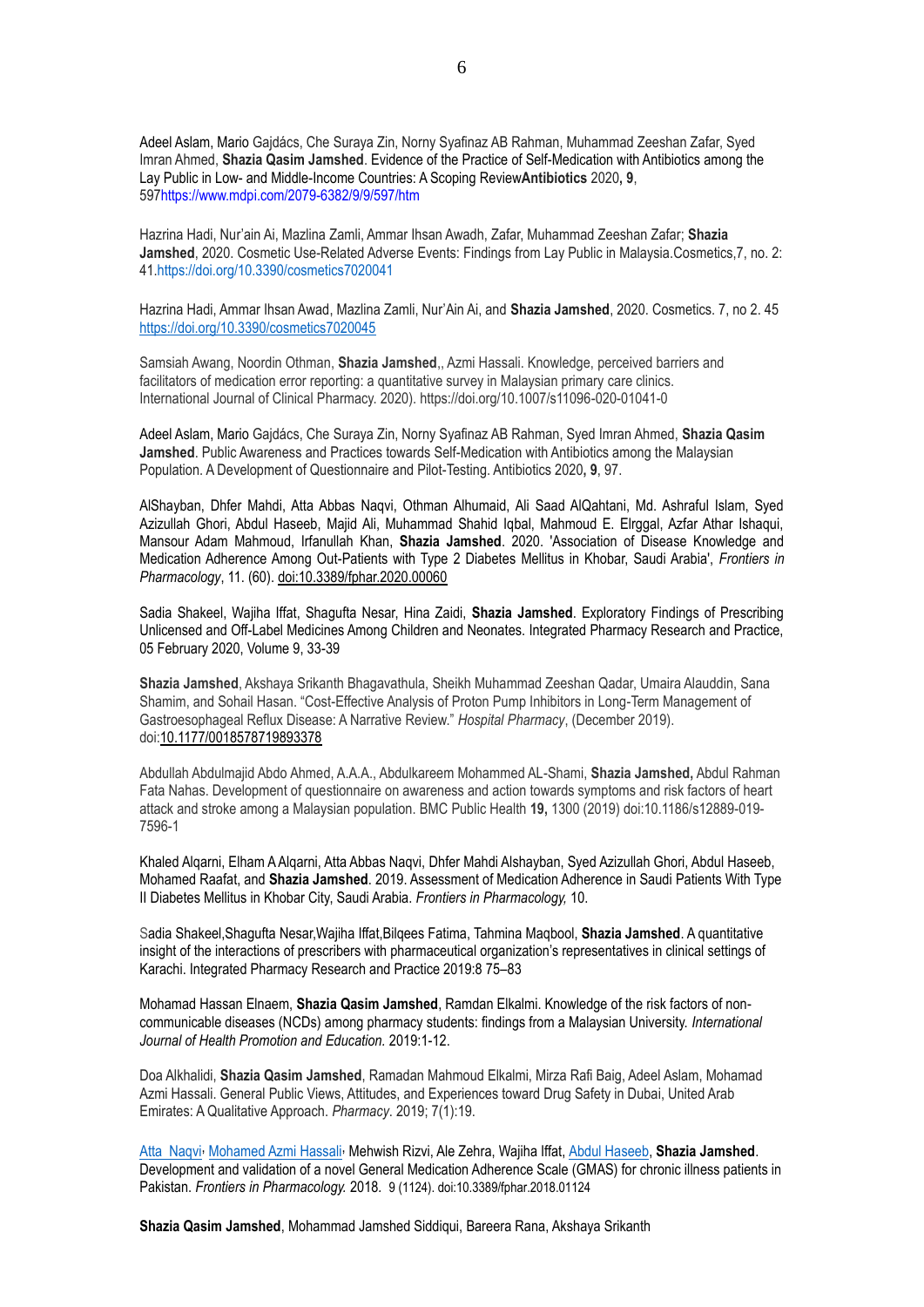Adeel Aslam, Mario Gajdács, Che Suraya Zin, Norny Syafinaz AB Rahman, Muhammad Zeeshan Zafar, Syed Imran Ahmed, **Shazia Qasim Jamshed**. Evidence of the Practice of Self-Medication with Antibiotics among the Lay Public in Low- and Middle-Income Countries: A Scoping Review**Antibiotics** 2020**, 9**, 597https://www.mdpi.com/2079-6382/9/9/597/htm

Hazrina Hadi, Nur'ain Ai, Mazlina Zamli, Ammar Ihsan Awadh, Zafar, Muhammad Zeeshan Zafar; **Shazia Jamshed**, 2020. Cosmetic Use-Related Adverse Events: Findings from Lay Public in Malaysia.Cosmetics,7, no. 2: 41.https://doi.org/10.3390/cosmetics7020041

Hazrina Hadi, Ammar Ihsan Awad, Mazlina Zamli, Nur'Ain Ai, and **Shazia Jamshed**, 2020. Cosmetics. 7, no 2. 45 https://doi.org/10.3390/cosmetics7020045

Samsiah Awang, Noordin Othman, **Shazia Jamshed**,, Azmi Hassali. Knowledge, perceived barriers and facilitators of medication error reporting: a quantitative survey in Malaysian primary care clinics. International Journal of Clinical Pharmacy. 2020). https://doi.org/10.1007/s11096-020-01041-0

Adeel Aslam, Mario Gajdács, Che Suraya Zin, Norny Syafinaz AB Rahman, Syed Imran Ahmed, **Shazia Qasim Jamshed**. Public Awareness and Practices towards Self-Medication with Antibiotics among the Malaysian Population. A Development of Questionnaire and Pilot-Testing. Antibiotics 2020**, 9**, 97.

AlShayban, Dhfer Mahdi, Atta Abbas Naqvi, Othman Alhumaid, Ali Saad AlQahtani, Md. Ashraful Islam, Syed Azizullah Ghori, Abdul Haseeb, Majid Ali, Muhammad Shahid Iqbal, Mahmoud E. Elrggal, Azfar Athar Ishaqui, Mansour Adam Mahmoud, Irfanullah Khan, **Shazia Jamshed**. 2020. 'Association of Disease Knowledge and Medication Adherence Among Out-Patients with Type 2 Diabetes Mellitus in Khobar, Saudi Arabia', *Frontiers in Pharmacology*, 11. (60). doi:10.3389/fphar.2020.00060

Sadia Shakeel, Wajiha Iffat, Shagufta Nesar, Hina Zaidi, **Shazia Jamshed**. Exploratory Findings of Prescribing Unlicensed and Off-Label Medicines Among Children and Neonates. Integrated Pharmacy Research and Practice, 05 February 2020, Volume 9, 33-39

**Shazia Jamshed**, Akshaya Srikanth Bhagavathula, Sheikh Muhammad Zeeshan Qadar, Umaira Alauddin, Sana Shamim, and Sohail Hasan. "Cost-Effective Analysis of Proton Pump Inhibitors in Long-Term Management of Gastroesophageal Reflux Disease: A Narrative Review." *Hospital Pharmacy*, (December 2019). doi:10.1177/0018578719893378

Abdullah Abdulmajid Abdo Ahmed, A.A.A., Abdulkareem Mohammed AL-Shami, **Shazia Jamshed,** Abdul Rahman Fata Nahas. Development of questionnaire on awareness and action towards symptoms and risk factors of heart attack and stroke among a Malaysian population. BMC Public Health **19,** 1300 (2019) doi:10.1186/s12889-019-7596-1

Khaled Alqarni, Elham A Alqarni, Atta Abbas Naqvi, Dhfer Mahdi Alshayban, Syed Azizullah Ghori, Abdul Haseeb, Mohamed Raafat, and **Shazia Jamshed**. 2019. Assessment of Medication Adherence in Saudi Patients With Type II Diabetes Mellitus in Khobar City, Saudi Arabia. *Frontiers in Pharmacology,* 10.

Sadia Shakeel,Shagufta Nesar,Wajiha Iffat,Bilqees Fatima, Tahmina Maqbool, **Shazia Jamshed**. A quantitative insight of the interactions of prescribers with pharmaceutical organization's representatives in clinical settings of Karachi. Integrated Pharmacy Research and Practice 2019:8 75–83

Mohamad Hassan Elnaem, **Shazia Qasim Jamshed**, Ramdan Elkalmi. Knowledge of the risk factors of non-communicable diseases (NCDs) among pharmacy students: findings from a Malaysian University. *International Journal of Health Promotion and Education.* 2019:1-12.

Doa Alkhalidi, **Shazia Qasim Jamshed**, Ramadan Mahmoud Elkalmi, Mirza Rafi Baig, Adeel Aslam, Mohamad Azmi Hassali. General Public Views, Attitudes, and Experiences toward Drug Safety in Dubai, United Arab Emirates: A Qualitative Approach. *Pharmacy*. 2019; 7(1):19.

Atta Naqvi, Mohamed Azmi Hassali, Mehwish Rizvi, Ale Zehra, Wajiha Iffat, Abdul Haseeb, **Shazia Jamshed**. Development and validation of a novel General Medication Adherence Scale (GMAS) for chronic illness patients in Pakistan. *Frontiers in Pharmacology.* 2018. 9 (1124). doi:10.3389/fphar.2018.01124

**Shazia Qasim Jamshed**, Mohammad Jamshed Siddiqui, Bareera Rana, Akshaya Srikanth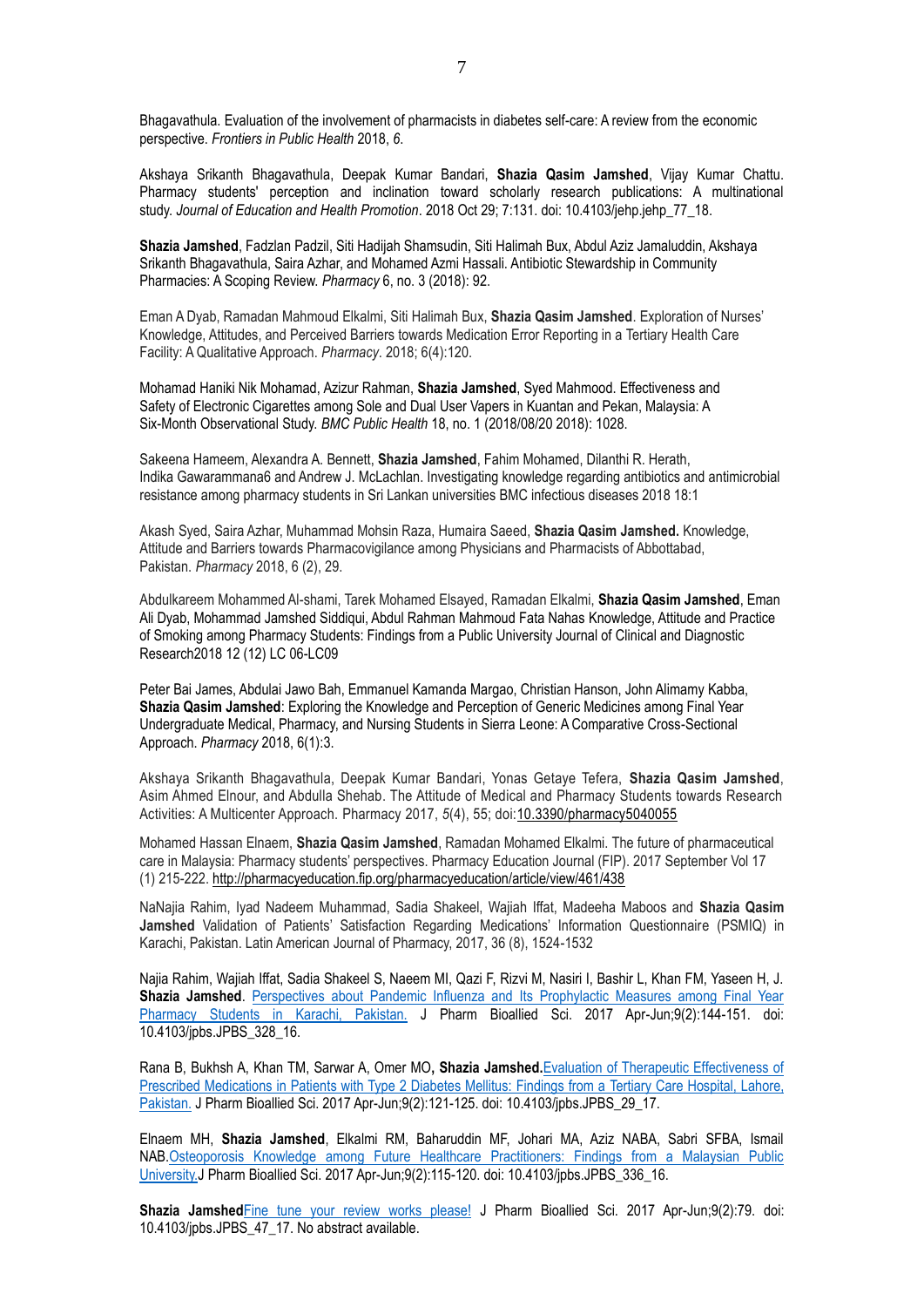Bhagavathula. Evaluation of the involvement of pharmacists in diabetes self-care: A review from the economic perspective. *Frontiers in Public Health* 2018, *6*.

Akshaya Srikanth Bhagavathula, Deepak Kumar Bandari, **Shazia Qasim Jamshed**, Vijay Kumar Chattu. Pharmacy students' perception and inclination toward scholarly research publications: A multinational study. *Journal of Education and Health Promotion*. 2018 Oct 29; 7:131. doi: 10.4103/jehp.jehp_77_18.

**Shazia Jamshed**, Fadzlan Padzil, Siti Hadijah Shamsudin, Siti Halimah Bux, Abdul Aziz Jamaluddin, Akshaya Srikanth Bhagavathula, Saira Azhar, and Mohamed Azmi Hassali. Antibiotic Stewardship in Community Pharmacies: A Scoping Review. *Pharmacy* 6, no. 3 (2018): 92.

Eman A Dyab, Ramadan Mahmoud Elkalmi, Siti Halimah Bux, **Shazia Qasim Jamshed**. Exploration of Nurses' Knowledge, Attitudes, and Perceived Barriers towards Medication Error Reporting in a Tertiary Health Care Facility: A Qualitative Approach. *Pharmacy*. 2018; 6(4):120.

Mohamad Haniki Nik Mohamad, Azizur Rahman, **Shazia Jamshed**, Syed Mahmood. Effectiveness and Safety of Electronic Cigarettes among Sole and Dual User Vapers in Kuantan and Pekan, Malaysia: A Six-Month Observational Study. *BMC Public Health* 18, no. 1 (2018/08/20 2018): 1028.

Sakeena Hameem, Alexandra A. Bennett, **Shazia Jamshed**, Fahim Mohamed, Dilanthi R. Herath, Indika Gawarammana6 and Andrew J. McLachlan. Investigating knowledge regarding antibiotics and antimicrobial resistance among pharmacy students in Sri Lankan universities BMC infectious diseases 2018 18:1

Akash Syed, Saira Azhar, Muhammad Mohsin Raza, Humaira Saeed, **Shazia Qasim Jamshed.** Knowledge, Attitude and Barriers towards Pharmacovigilance among Physicians and Pharmacists of Abbottabad, Pakistan. *Pharmacy* 2018, 6 (2), 29.

Abdulkareem Mohammed Al-shami, Tarek Mohamed Elsayed, Ramadan Elkalmi, **Shazia Qasim Jamshed**, Eman Ali Dyab, Mohammad Jamshed Siddiqui, Abdul Rahman Mahmoud Fata Nahas Knowledge, Attitude and Practice of Smoking among Pharmacy Students: Findings from a Public University Journal of Clinical and Diagnostic Research2018 12 (12) LC 06-LC09

Peter Bai James, Abdulai Jawo Bah, Emmanuel Kamanda Margao, Christian Hanson, John Alimamy Kabba, **Shazia Qasim Jamshed**: Exploring the Knowledge and Perception of Generic Medicines among Final Year Undergraduate Medical, Pharmacy, and Nursing Students in Sierra Leone: A Comparative Cross-Sectional Approach. *Pharmacy* 2018, 6(1):3.

Akshaya Srikanth Bhagavathula, Deepak Kumar Bandari, Yonas Getaye Tefera, **Shazia Qasim Jamshed**, Asim Ahmed Elnour, and Abdulla Shehab. The Attitude of Medical and Pharmacy Students towards Research Activities: A Multicenter Approach. Pharmacy 2017, *5*(4), 55; doi:10.3390/pharmacy5040055

Mohamed Hassan Elnaem, **Shazia Qasim Jamshed**, Ramadan Mohamed Elkalmi. The future of pharmaceutical care in Malaysia: Pharmacy students' perspectives. Pharmacy Education Journal (FIP). 2017 September Vol 17 (1) 215-222. http://pharmacyeducation.fip.org/pharmacyeducation/article/view/461/438

NaNajia Rahim, Iyad Nadeem Muhammad, Sadia Shakeel, Wajiah Iffat, Madeeha Maboos and **Shazia Qasim Jamshed** Validation of Patients' Satisfaction Regarding Medications' Information Questionnaire (PSMIQ) in Karachi, Pakistan. Latin American Journal of Pharmacy, 2017, 36 (8), 1524-1532

Najia Rahim, Wajiah Iffat, Sadia Shakeel S, Naeem MI, Qazi F, Rizvi M, Nasiri I, Bashir L, Khan FM, Yaseen H, J. **Shazia Jamshed**. Perspectives about Pandemic Influenza and Its Prophylactic Measures among Final Year Pharmacy Students in Karachi, Pakistan. J Pharm Bioallied Sci. 2017 Apr-Jun;9(2):144-151. doi: 10.4103/jpbs.JPBS_328_16.

Rana B, Bukhsh A, Khan TM, Sarwar A, Omer MO**, Shazia Jamshed.**Evaluation of Therapeutic Effectiveness of Prescribed Medications in Patients with Type 2 Diabetes Mellitus: Findings from a Tertiary Care Hospital, Lahore, Pakistan. J Pharm Bioallied Sci. 2017 Apr-Jun;9(2):121-125. doi: 10.4103/jpbs.JPBS_29_17.

Elnaem MH, **Shazia Jamshed**, Elkalmi RM, Baharuddin MF, Johari MA, Aziz NABA, Sabri SFBA, Ismail NAB.Osteoporosis Knowledge among Future Healthcare Practitioners: Findings from a Malaysian Public University.J Pharm Bioallied Sci. 2017 Apr-Jun;9(2):115-120. doi: 10.4103/jpbs.JPBS_336_16.

**Shazia Jamshed**Fine tune your review works please! J Pharm Bioallied Sci. 2017 Apr-Jun;9(2):79. doi: 10.4103/jpbs.JPBS_47_17. No abstract available.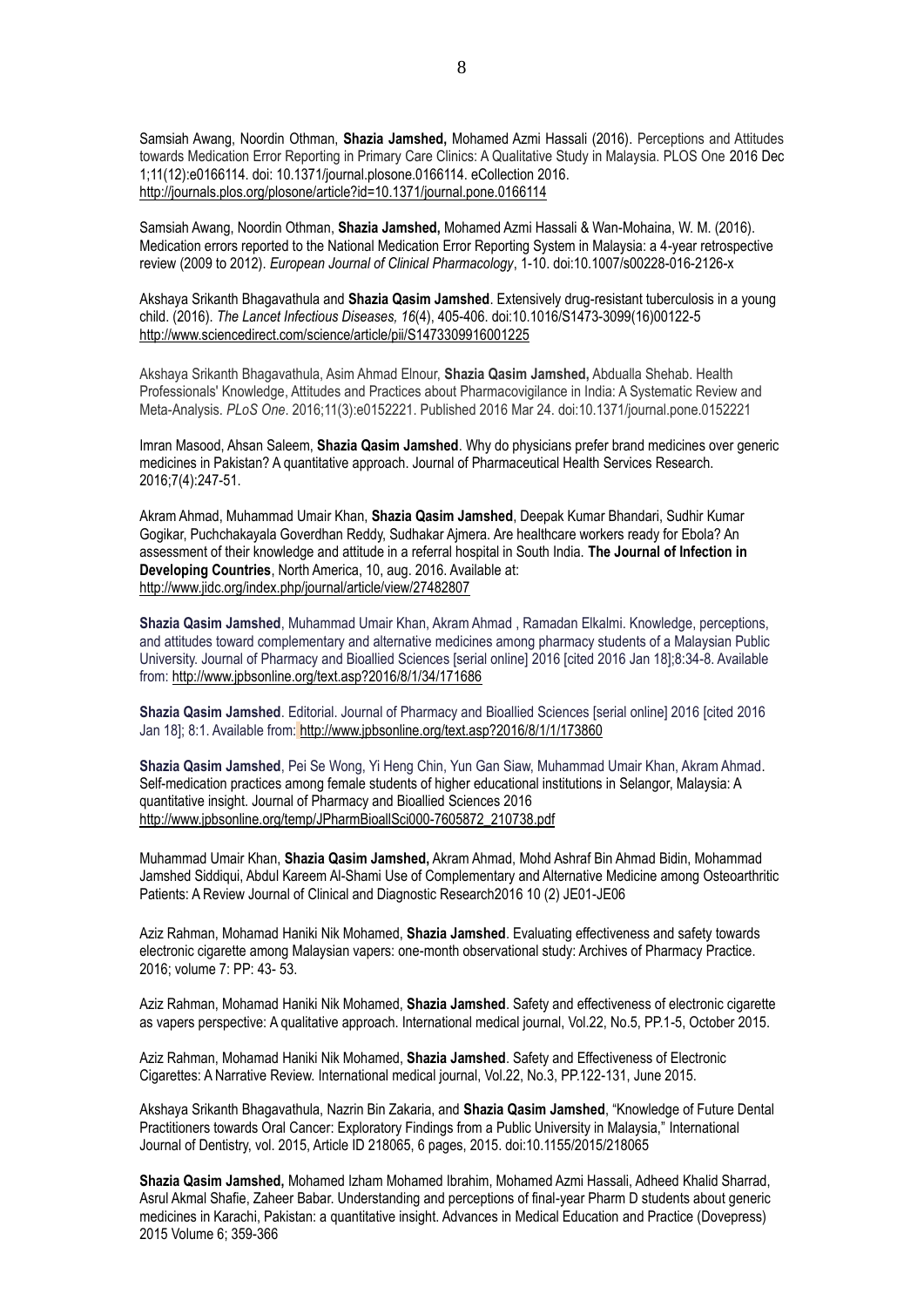Samsiah Awang, Noordin Othman, **Shazia Jamshed,** Mohamed Azmi Hassali (2016). Perceptions and Attitudes towards Medication Error Reporting in Primary Care Clinics: A Qualitative Study in Malaysia. PLOS One 2016 Dec 1;11(12):e0166114. doi: 10.1371/journal.plosone.0166114. eCollection 2016. http://journals.plos.org/plosone/article?id=10.1371/journal.pone.0166114

Samsiah Awang, Noordin Othman, **Shazia Jamshed,** Mohamed Azmi Hassali & Wan-Mohaina, W. M. (2016). Medication errors reported to the National Medication Error Reporting System in Malaysia: a 4-year retrospective review (2009 to 2012). *European Journal of Clinical Pharmacology*, 1-10. doi:10.1007/s00228-016-2126-x

Akshaya Srikanth Bhagavathula and **Shazia Qasim Jamshed**. Extensively drug-resistant tuberculosis in a young child. (2016). *The Lancet Infectious Diseases, 16*(4), 405-406. doi:10.1016/S1473-3099(16)00122-5 http://www.sciencedirect.com/science/article/pii/S1473309916001225

Akshaya Srikanth Bhagavathula, Asim Ahmad Elnour, **Shazia Qasim Jamshed,** Abdualla Shehab. Health Professionals' Knowledge, Attitudes and Practices about Pharmacovigilance in India: A Systematic Review and Meta-Analysis. *PLoS One*. 2016;11(3):e0152221. Published 2016 Mar 24. doi:10.1371/journal.pone.0152221

Imran Masood, Ahsan Saleem, **Shazia Qasim Jamshed**. Why do physicians prefer brand medicines over generic medicines in Pakistan? A quantitative approach. Journal of Pharmaceutical Health Services Research. 2016;7(4):247-51.

Akram Ahmad, Muhammad Umair Khan, **Shazia Qasim Jamshed**, Deepak Kumar Bhandari, Sudhir Kumar Gogikar, Puchchakayala Goverdhan Reddy, Sudhakar Ajmera. Are healthcare workers ready for Ebola? An assessment of their knowledge and attitude in a referral hospital in South India. **The Journal of Infection in Developing Countries**, North America, 10, aug. 2016. Available at: http://www.jidc.org/index.php/journal/article/view/27482807

**Shazia Qasim Jamshed**, Muhammad Umair Khan, Akram Ahmad , Ramadan Elkalmi. Knowledge, perceptions, and attitudes toward complementary and alternative medicines among pharmacy students of a Malaysian Public University. Journal of Pharmacy and Bioallied Sciences [serial online] 2016 [cited 2016 Jan 18];8:34-8. Available from: http://www.jpbsonline.org/text.asp?2016/8/1/34/171686

**Shazia Qasim Jamshed**. Editorial. Journal of Pharmacy and Bioallied Sciences [serial online] 2016 [cited 2016 Jan 18]; 8:1. Available from: http://www.jpbsonline.org/text.asp?2016/8/1/1/173860

**Shazia Qasim Jamshed**, Pei Se Wong, Yi Heng Chin, Yun Gan Siaw, Muhammad Umair Khan, Akram Ahmad. Self-medication practices among female students of higher educational institutions in Selangor, Malaysia: A quantitative insight. Journal of Pharmacy and Bioallied Sciences 2016 http://www.jpbsonline.org/temp/JPharmBioallSci000-7605872_210738.pdf

Muhammad Umair Khan, **Shazia Qasim Jamshed,** Akram Ahmad, Mohd Ashraf Bin Ahmad Bidin, Mohammad Jamshed Siddiqui, Abdul Kareem Al-Shami Use of Complementary and Alternative Medicine among Osteoarthritic Patients: A Review Journal of Clinical and Diagnostic Research2016 10 (2) JE01-JE06

Aziz Rahman, Mohamad Haniki Nik Mohamed, **Shazia Jamshed**. Evaluating effectiveness and safety towards electronic cigarette among Malaysian vapers: one-month observational study: Archives of Pharmacy Practice. 2016; volume 7: PP: 43- 53.

Aziz Rahman, Mohamad Haniki Nik Mohamed, **Shazia Jamshed**. Safety and effectiveness of electronic cigarette as vapers perspective: A qualitative approach. International medical journal, Vol.22, No.5, PP.1-5, October 2015.

Aziz Rahman, Mohamad Haniki Nik Mohamed, **Shazia Jamshed**. Safety and Effectiveness of Electronic Cigarettes: A Narrative Review. International medical journal, Vol.22, No.3, PP.122-131, June 2015.

Akshaya Srikanth Bhagavathula, Nazrin Bin Zakaria, and **Shazia Qasim Jamshed**, "Knowledge of Future Dental Practitioners towards Oral Cancer: Exploratory Findings from a Public University in Malaysia," International Journal of Dentistry, vol. 2015, Article ID 218065, 6 pages, 2015. doi:10.1155/2015/218065

**Shazia Qasim Jamshed,** Mohamed Izham Mohamed Ibrahim, Mohamed Azmi Hassali, Adheed Khalid Sharrad, Asrul Akmal Shafie, Zaheer Babar. Understanding and perceptions of final-year Pharm D students about generic medicines in Karachi, Pakistan: a quantitative insight. Advances in Medical Education and Practice (Dovepress) 2015 Volume 6; 359-366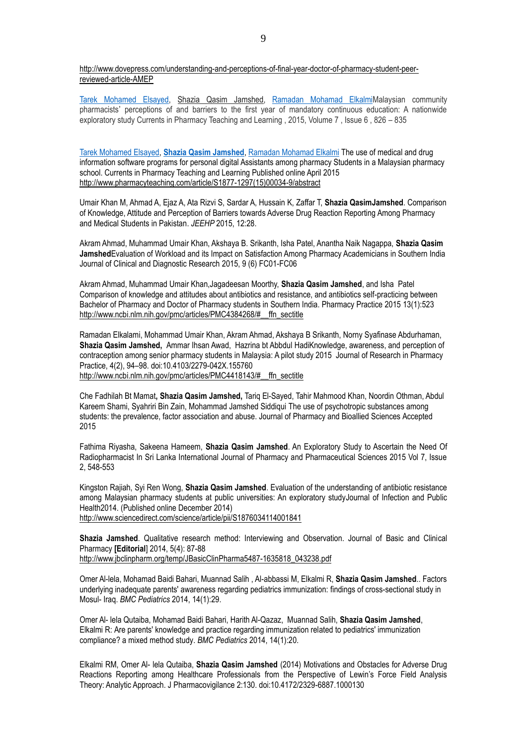http://www.dovepress.com/understanding-and-perceptions-of-final-year-doctor-of-pharmacy-student-peer-reviewed-article-AMEP

Tarek Mohamed Elsayed, Shazia Qasim Jamshed, Ramadan Mohamad ElkalmiMalaysian community pharmacists' perceptions of and barriers to the first year of mandatory continuous education: A nationwide exploratory study Currents in Pharmacy Teaching and Learning , 2015, Volume 7 , Issue 6 , 826 – 835

Tarek Mohamed Elsayed, **Shazia Qasim Jamshed**, Ramadan Mohamad Elkalmi The use of medical and drug information software programs for personal digital Assistants among pharmacy Students in a Malaysian pharmacy school. Currents in Pharmacy Teaching and Learning Published online April 2015 http://www.pharmacyteaching.com/article/S1877-1297(15)00034-9/abstract

Umair Khan M, Ahmad A, Ejaz A, Ata Rizvi S, Sardar A, Hussain K, Zaffar T, **Shazia QasimJamshed**. Comparison of Knowledge, Attitude and Perception of Barriers towards Adverse Drug Reaction Reporting Among Pharmacy and Medical Students in Pakistan. *JEEHP* 2015, 12:28.

Akram Ahmad, Muhammad Umair Khan, Akshaya B. Srikanth, Isha Patel, Anantha Naik Nagappa, **Shazia Qasim Jamshed**Evaluation of Workload and its Impact on Satisfaction Among Pharmacy Academicians in Southern India Journal of Clinical and Diagnostic Research 2015, 9 (6) FC01-FC06

Akram Ahmad, Muhammad Umair Khan,Jagadeesan Moorthy, **Shazia Qasim Jamshed**, and Isha Patel Comparison of knowledge and attitudes about antibiotics and resistance, and antibiotics self-practicing between Bachelor of Pharmacy and Doctor of Pharmacy students in Southern India. Pharmacy Practice 2015 13(1):523 http://www.ncbi.nlm.nih.gov/pmc/articles/PMC4384268/#__ffn_sectitle

Ramadan Elkalami, Mohammad Umair Khan, Akram Ahmad, Akshaya B Srikanth, Norny Syafinase Abdurhaman, **Shazia Qasim Jamshed,** Ammar Ihsan Awad, Hazrina bt Abbdul HadiKnowledge, awareness, and perception of contraception among senior pharmacy students in Malaysia: A pilot study 2015 Journal of Research in Pharmacy Practice, 4(2), 94–98. doi:10.4103/2279-042X.155760 http://www.ncbi.nlm.nih.gov/pmc/articles/PMC4418143/#__ffn_sectitle

Che Fadhilah Bt Mamat**, Shazia Qasim Jamshed,** Tariq El-Sayed, Tahir Mahmood Khan, Noordin Othman, Abdul Kareem Shami, Syahriri Bin Zain, Mohammad Jamshed Siddiqui The use of psychotropic substances among students: the prevalence, factor association and abuse. Journal of Pharmacy and Bioallied Sciences Accepted 2015

Fathima Riyasha, Sakeena Hameem, **Shazia Qasim Jamshed**. An Exploratory Study to Ascertain the Need Of Radiopharmacist In Sri Lanka International Journal of Pharmacy and Pharmaceutical Sciences 2015 Vol 7, Issue 2, 548-553

Kingston Rajiah, Syi Ren Wong, **Shazia Qasim Jamshed**. Evaluation of the understanding of antibiotic resistance among Malaysian pharmacy students at public universities: An exploratory studyJournal of Infection and Public Health2014. (Published online December 2014) http://www.sciencedirect.com/science/article/pii/S1876034114001841

**Shazia Jamshed**. Qualitative research method: Interviewing and Observation. Journal of Basic and Clinical Pharmacy **[Editorial**] 2014, 5(4): 87-88 http://www.jbclinpharm.org/temp/JBasicClinPharma5487-1635818_043238.pdf

Omer Al-lela, Mohamad Baidi Bahari, Muannad Salih , Al-abbassi M, Elkalmi R, **Shazia Qasim Jamshed**.. Factors underlying inadequate parents' awareness regarding pediatrics immunization: findings of cross-sectional study in Mosul- Iraq. *BMC Pediatrics* 2014, 14(1):29.

Omer Al- lela Qutaiba, Mohamad Baidi Bahari, Harith Al-Qazaz, Muannad Salih, **Shazia Qasim Jamshed**, Elkalmi R: Are parents' knowledge and practice regarding immunization related to pediatrics' immunization compliance? a mixed method study. *BMC Pediatrics* 2014, 14(1):20.

Elkalmi RM, Omer Al- lela Qutaiba, **Shazia Qasim Jamshed** (2014) Motivations and Obstacles for Adverse Drug Reactions Reporting among Healthcare Professionals from the Perspective of Lewin's Force Field Analysis Theory: Analytic Approach. J Pharmacovigilance 2:130. doi:10.4172/2329-6887.1000130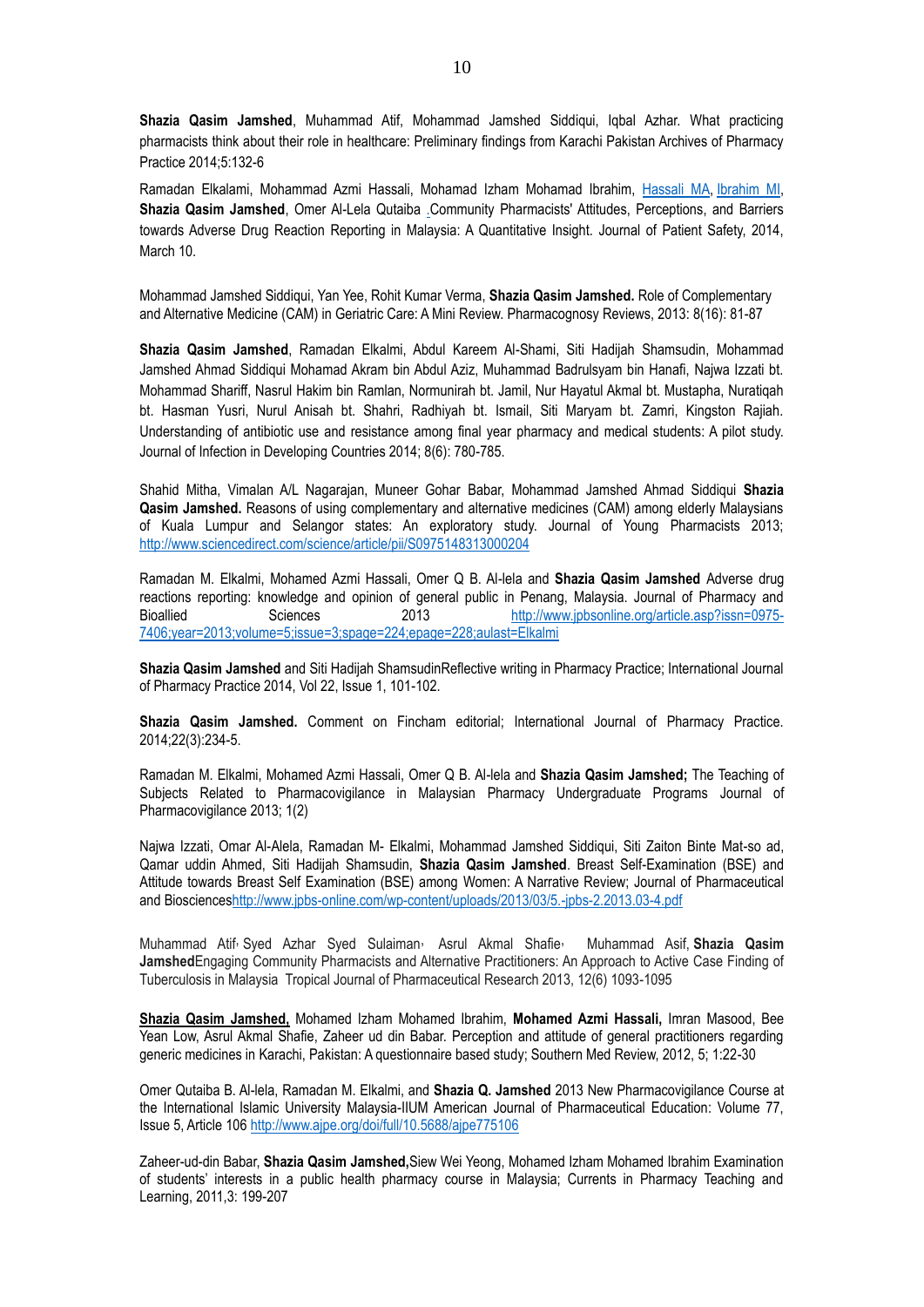**Shazia Qasim Jamshed**, Muhammad Atif, Mohammad Jamshed Siddiqui, Iqbal Azhar. What practicing pharmacists think about their role in healthcare: Preliminary findings from Karachi Pakistan Archives of Pharmacy Practice 2014;5:132-6

Ramadan Elkalami, Mohammad Azmi Hassali, Mohamad Izham Mohamad Ibrahim, Hassali MA, Ibrahim MI, **Shazia Qasim Jamshed**, Omer Al-Lela Qutaiba Community Pharmacists' Attitudes, Perceptions, and Barriers towards Adverse Drug Reaction Reporting in Malaysia: A Quantitative Insight. Journal of Patient Safety, 2014, March 10.

Mohammad Jamshed Siddiqui, Yan Yee, Rohit Kumar Verma, **Shazia Qasim Jamshed.** Role of Complementary and Alternative Medicine (CAM) in Geriatric Care: A Mini Review. Pharmacognosy Reviews, 2013: 8(16): 81-87

**Shazia Qasim Jamshed**, Ramadan Elkalmi, Abdul Kareem Al-Shami, Siti Hadijah Shamsudin, Mohammad Jamshed Ahmad Siddiqui Mohamad Akram bin Abdul Aziz, Muhammad Badrulsyam bin Hanafi, Najwa Izzati bt. Mohammad Shariff, Nasrul Hakim bin Ramlan, Normunirah bt. Jamil, Nur Hayatul Akmal bt. Mustapha, Nuratiqah bt. Hasman Yusri, Nurul Anisah bt. Shahri, Radhiyah bt. Ismail, Siti Maryam bt. Zamri, Kingston Rajiah. Understanding of antibiotic use and resistance among final year pharmacy and medical students: A pilot study. Journal of Infection in Developing Countries 2014; 8(6): 780-785.

Shahid Mitha, Vimalan A/L Nagarajan, Muneer Gohar Babar, Mohammad Jamshed Ahmad Siddiqui **Shazia Qasim Jamshed.** Reasons of using complementary and alternative medicines (CAM) among elderly Malaysians of Kuala Lumpur and Selangor states: An exploratory study. Journal of Young Pharmacists 2013; http://www.sciencedirect.com/science/article/pii/S0975148313000204

Ramadan M. Elkalmi, Mohamed Azmi Hassali, Omer Q B. Al-lela and **Shazia Qasim Jamshed** Adverse drug reactions reporting: knowledge and opinion of general public in Penang, Malaysia. Journal of Pharmacy and Bioallied Sciences 2013 http://www.jpbsonline.org/article.asp?issn=0975-7406;year=2013;volume=5;issue=3;spage=224;epage=228;aulast=Elkalmi

**Shazia Qasim Jamshed** and Siti Hadijah ShamsudinReflective writing in Pharmacy Practice; International Journal of Pharmacy Practice 2014, Vol 22, Issue 1, 101-102.

**Shazia Qasim Jamshed.** Comment on Fincham editorial; International Journal of Pharmacy Practice. 2014;22(3):234-5.

Ramadan M. Elkalmi, Mohamed Azmi Hassali, Omer Q B. Al-lela and **Shazia Qasim Jamshed;** The Teaching of Subjects Related to Pharmacovigilance in Malaysian Pharmacy Undergraduate Programs Journal of Pharmacovigilance 2013; 1(2)

Najwa Izzati, Omar Al-Alela, Ramadan M- Elkalmi, Mohammad Jamshed Siddiqui, Siti Zaiton Binte Mat-so ad, Qamar uddin Ahmed, Siti Hadijah Shamsudin, **Shazia Qasim Jamshed**. Breast Self-Examination (BSE) and Attitude towards Breast Self Examination (BSE) among Women: A Narrative Review; Journal of Pharmaceutical and Bioscienceshttp://www.jpbs-online.com/wp-content/uploads/2013/03/5.-jpbs-2.2013.03-4.pdf

Muhammad Atif, Syed Azhar Syed Sulaiman, Asrul Akmal Shafie, Muhammad Asif, **Shazia Qasim Jamshed**Engaging Community Pharmacists and Alternative Practitioners: An Approach to Active Case Finding of Tuberculosis in Malaysia Tropical Journal of Pharmaceutical Research 2013, 12(6) 1093-1095

**Shazia Qasim Jamshed,** Mohamed Izham Mohamed Ibrahim, **Mohamed Azmi Hassali,** Imran Masood, Bee Yean Low, Asrul Akmal Shafie, Zaheer ud din Babar. Perception and attitude of general practitioners regarding generic medicines in Karachi, Pakistan: A questionnaire based study; Southern Med Review, 2012, 5; 1:22-30

Omer Qutaiba B. Al-lela, Ramadan M. Elkalmi, and **Shazia Q. Jamshed** 2013 New Pharmacovigilance Course at the International Islamic University Malaysia-IIUM American Journal of Pharmaceutical Education: Volume 77, Issue 5, Article 106 http://www.ajpe.org/doi/full/10.5688/ajpe775106

Zaheer-ud-din Babar, **Shazia Qasim Jamshed,**Siew Wei Yeong, Mohamed Izham Mohamed Ibrahim Examination of students' interests in a public health pharmacy course in Malaysia; Currents in Pharmacy Teaching and Learning, 2011,3: 199-207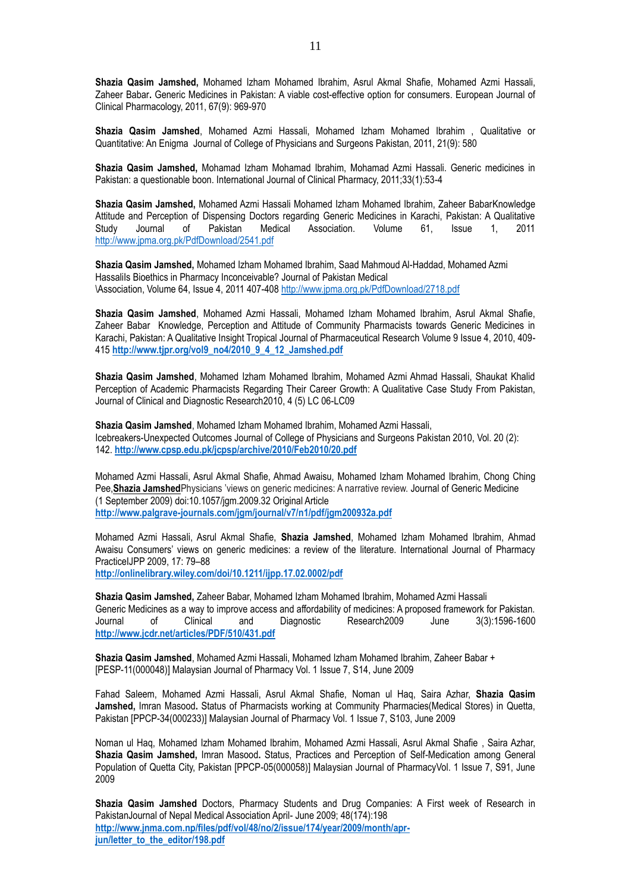**Shazia Qasim Jamshed,** Mohamed Izham Mohamed Ibrahim, Asrul Akmal Shafie, Mohamed Azmi Hassali, Zaheer Babar**.** Generic Medicines in Pakistan: A viable cost-effective option for consumers. European Journal of Clinical Pharmacology, 2011, 67(9): 969-970

**Shazia Qasim Jamshed**, Mohamed Azmi Hassali, Mohamed Izham Mohamed Ibrahim , Qualitative or Quantitative: An Enigma Journal of College of Physicians and Surgeons Pakistan, 2011, 21(9): 580

**Shazia Qasim Jamshed,** Mohamad Izham Mohamad Ibrahim, Mohamad Azmi Hassali. Generic medicines in Pakistan: a questionable boon. International Journal of Clinical Pharmacy, 2011;33(1):53-4

**Shazia Qasim Jamshed,** Mohamed Azmi Hassali Mohamed Izham Mohamed Ibrahim, Zaheer BabarKnowledge Attitude and Perception of Dispensing Doctors regarding Generic Medicines in Karachi, Pakistan: A Qualitative Study Journal of Pakistan Medical Association. Volume 61, Issue 1, 2011 http://www.jpma.org.pk/PdfDownload/2541.pdf

**Shazia Qasim Jamshed,** Mohamed Izham Mohamed Ibrahim, Saad Mahmoud Al-Haddad, Mohamed Azmi HassaliIs Bioethics in Pharmacy Inconceivable? Journal of Pakistan Medical \Association, Volume 64, Issue 4, 2011 407-408 http://www.jpma.org.pk/PdfDownload/2718.pdf

**Shazia Qasim Jamshed**, Mohamed Azmi Hassali, Mohamed Izham Mohamed Ibrahim, Asrul Akmal Shafie, Zaheer Babar Knowledge, Perception and Attitude of Community Pharmacists towards Generic Medicines in Karachi, Pakistan: A Qualitative Insight Tropical Journal of Pharmaceutical Research Volume 9 Issue 4, 2010, 409-415 **http://www.tjpr.org/vol9_no4/2010_9_4_12_Jamshed.pdf**

**Shazia Qasim Jamshed**, Mohamed Izham Mohamed Ibrahim, Mohamed Azmi Ahmad Hassali, Shaukat Khalid Perception of Academic Pharmacists Regarding Their Career Growth: A Qualitative Case Study From Pakistan, Journal of Clinical and Diagnostic Research2010, 4 (5) LC 06-LC09

**Shazia Qasim Jamshed**, Mohamed Izham Mohamed Ibrahim, Mohamed Azmi Hassali, Icebreakers-Unexpected Outcomes Journal of College of Physicians and Surgeons Pakistan 2010, Vol. 20 (2): 142. **http://www.cpsp.edu.pk/jcpsp/archive/2010/Feb2010/20.pdf**

Mohamed Azmi Hassali, Asrul Akmal Shafie, Ahmad Awaisu, Mohamed Izham Mohamed Ibrahim, Chong Ching Pee,**Shazia Jamshed**Physicians 'views on generic medicines: A narrative review. Journal of Generic Medicine (1 September 2009) doi:10.1057/jgm.2009.32 Original Article **http://www.palgrave-journals.com/jgm/journal/v7/n1/pdf/jgm200932a.pdf**

Mohamed Azmi Hassali, Asrul Akmal Shafie, **Shazia Jamshed**, Mohamed Izham Mohamed Ibrahim, Ahmad Awaisu Consumers' views on generic medicines: a review of the literature. International Journal of Pharmacy PracticeIJPP 2009, 17: 79–88 **http://onlinelibrary.wiley.com/doi/10.1211/ijpp.17.02.0002/pdf**

**Shazia Qasim Jamshed,** Zaheer Babar, Mohamed Izham Mohamed Ibrahim, Mohamed Azmi Hassali Generic Medicines as a way to improve access and affordability of medicines: A proposed framework for Pakistan. Journal of Clinical and Diagnostic Research2009 June 3(3):1596-1600 **http://www.jcdr.net/articles/PDF/510/431.pdf**

**Shazia Qasim Jamshed**, Mohamed Azmi Hassali, Mohamed Izham Mohamed Ibrahim, Zaheer Babar + [PESP-11(000048)] Malaysian Journal of Pharmacy Vol. 1 Issue 7, S14, June 2009

Fahad Saleem, Mohamed Azmi Hassali, Asrul Akmal Shafie, Noman ul Haq, Saira Azhar, **Shazia Qasim Jamshed,** Imran Masood**.** Status of Pharmacists working at Community Pharmacies(Medical Stores) in Quetta, Pakistan [PPCP-34(000233)] Malaysian Journal of Pharmacy Vol. 1 Issue 7, S103, June 2009

Noman ul Haq, Mohamed Izham Mohamed Ibrahim, Mohamed Azmi Hassali, Asrul Akmal Shafie , Saira Azhar, **Shazia Qasim Jamshed,** Imran Masood**.** Status, Practices and Perception of Self-Medication among General Population of Quetta City, Pakistan [PPCP-05(000058)] Malaysian Journal of PharmacyVol. 1 Issue 7, S91, June 2009

**Shazia Qasim Jamshed** Doctors, Pharmacy Students and Drug Companies: A First week of Research in PakistanJournal of Nepal Medical Association April- June 2009; 48(174):198 **http://www.jnma.com.np/files/pdf/vol/48/no/2/issue/174/year/2009/month/apr-jun/letter_to_the_editor/198.pdf**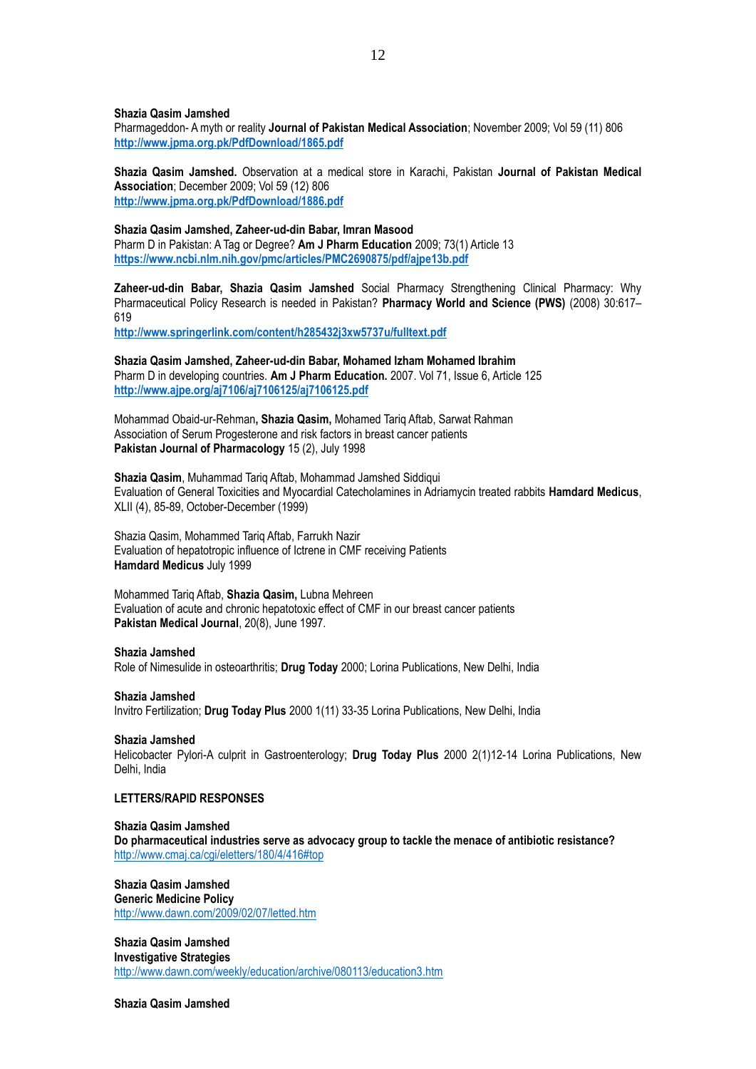**Shazia Qasim Jamshed**
Pharmageddon- A myth or reality **Journal of Pakistan Medical Association**; November 2009; Vol 59 (11) 806
**http://www.jpma.org.pk/PdfDownload/1865.pdf**

**Shazia Qasim Jamshed.** Observation at a medical store in Karachi, Pakistan **Journal of Pakistan Medical Association**; December 2009; Vol 59 (12) 806
**http://www.jpma.org.pk/PdfDownload/1886.pdf**

**Shazia Qasim Jamshed, Zaheer-ud-din Babar, Imran Masood**
Pharm D in Pakistan: A Tag or Degree? **Am J Pharm Education** 2009; 73(1) Article 13
**https://www.ncbi.nlm.nih.gov/pmc/articles/PMC2690875/pdf/ajpe13b.pdf**

**Zaheer-ud-din Babar, Shazia Qasim Jamshed** Social Pharmacy Strengthening Clinical Pharmacy: Why Pharmaceutical Policy Research is needed in Pakistan? **Pharmacy World and Science (PWS)** (2008) 30:617–619
**http://www.springerlink.com/content/h285432j3xw5737u/fulltext.pdf**

**Shazia Qasim Jamshed, Zaheer-ud-din Babar, Mohamed Izham Mohamed Ibrahim**
Pharm D in developing countries. **Am J Pharm Education.** 2007. Vol 71, Issue 6, Article 125
**http://www.ajpe.org/aj7106/aj7106125/aj7106125.pdf**

Mohammad Obaid-ur-Rehman**, Shazia Qasim,** Mohamed Tariq Aftab, Sarwat Rahman
Association of Serum Progesterone and risk factors in breast cancer patients
**Pakistan Journal of Pharmacology** 15 (2), July 1998

**Shazia Qasim**, Muhammad Tariq Aftab, Mohammad Jamshed Siddiqui
Evaluation of General Toxicities and Myocardial Catecholamines in Adriamycin treated rabbits **Hamdard Medicus**, XLII (4), 85-89, October-December (1999)

Shazia Qasim, Mohammed Tariq Aftab, Farrukh Nazir
Evaluation of hepatotropic influence of Ictrene in CMF receiving Patients
**Hamdard Medicus** July 1999

Mohammed Tariq Aftab, **Shazia Qasim,** Lubna Mehreen
Evaluation of acute and chronic hepatotoxic effect of CMF in our breast cancer patients
**Pakistan Medical Journal**, 20(8), June 1997.

**Shazia Jamshed**
Role of Nimesulide in osteoarthritis; **Drug Today** 2000; Lorina Publications, New Delhi, India

**Shazia Jamshed**
Invitro Fertilization; **Drug Today Plus** 2000 1(11) 33-35 Lorina Publications, New Delhi, India

**Shazia Jamshed**
Helicobacter Pylori-A culprit in Gastroenterology; **Drug Today Plus** 2000 2(1)12-14 Lorina Publications, New Delhi, India

**LETTERS/RAPID RESPONSES**

**Shazia Qasim Jamshed**
**Do pharmaceutical industries serve as advocacy group to tackle the menace of antibiotic resistance?**
http://www.cmaj.ca/cgi/eletters/180/4/416#top

**Shazia Qasim Jamshed**
**Generic Medicine Policy**
http://www.dawn.com/2009/02/07/letted.htm

**Shazia Qasim Jamshed**
**Investigative Strategies**
http://www.dawn.com/weekly/education/archive/080113/education3.htm

**Shazia Qasim Jamshed**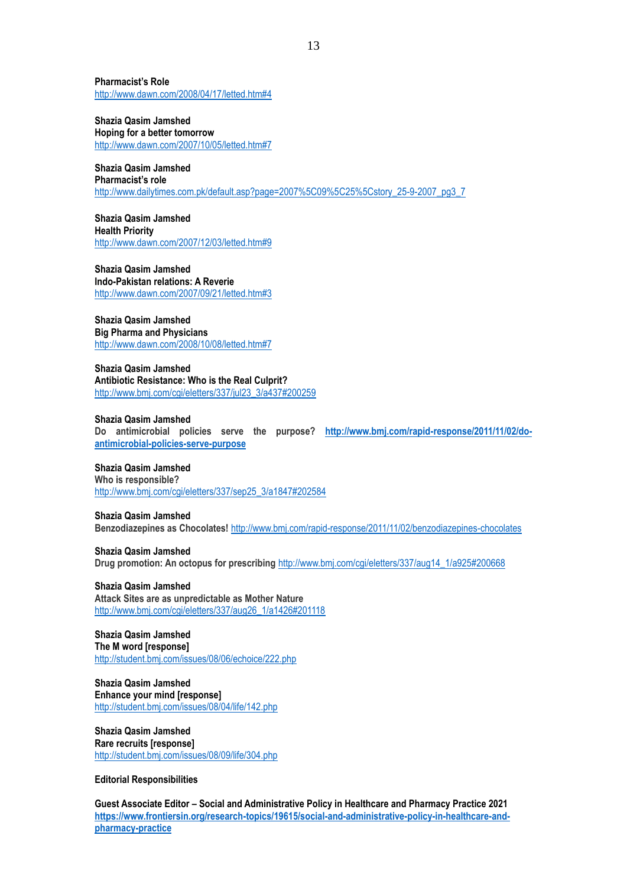**Pharmacist's Role**
http://www.dawn.com/2008/04/17/letted.htm#4

**Shazia Qasim Jamshed**
**Hoping for a better tomorrow**
http://www.dawn.com/2007/10/05/letted.htm#7

**Shazia Qasim Jamshed**
**Pharmacist's role**
http://www.dailytimes.com.pk/default.asp?page=2007%5C09%5C25%5Cstory_25-9-2007_pg3_7

**Shazia Qasim Jamshed**
**Health Priority**
http://www.dawn.com/2007/12/03/letted.htm#9

**Shazia Qasim Jamshed**
**Indo-Pakistan relations: A Reverie**
http://www.dawn.com/2007/09/21/letted.htm#3

**Shazia Qasim Jamshed**
**Big Pharma and Physicians**
http://www.dawn.com/2008/10/08/letted.htm#7

**Shazia Qasim Jamshed**
**Antibiotic Resistance: Who is the Real Culprit?**
http://www.bmj.com/cgi/eletters/337/jul23_3/a437#200259

**Shazia Qasim Jamshed**
**Do antimicrobial policies serve the purpose?** **http://www.bmj.com/rapid-response/2011/11/02/do-antimicrobial-policies-serve-purpose**

**Shazia Qasim Jamshed**
**Who is responsible?**
http://www.bmj.com/cgi/eletters/337/sep25_3/a1847#202584

**Shazia Qasim Jamshed**
**Benzodiazepines as Chocolates!** http://www.bmj.com/rapid-response/2011/11/02/benzodiazepines-chocolates

**Shazia Qasim Jamshed**
**Drug promotion: An octopus for prescribing** http://www.bmj.com/cgi/eletters/337/aug14_1/a925#200668

**Shazia Qasim Jamshed**
**Attack Sites are as unpredictable as Mother Nature**
http://www.bmj.com/cgi/eletters/337/aug26_1/a1426#201118

**Shazia Qasim Jamshed**
**The M word [response]**
http://student.bmj.com/issues/08/06/echoice/222.php

**Shazia Qasim Jamshed**
**Enhance your mind [response]**
http://student.bmj.com/issues/08/04/life/142.php

**Shazia Qasim Jamshed**
**Rare recruits [response]**
http://student.bmj.com/issues/08/09/life/304.php

**Editorial Responsibilities**

**Guest Associate Editor – Social and Administrative Policy in Healthcare and Pharmacy Practice 2021**
**https://www.frontiersin.org/research-topics/19615/social-and-administrative-policy-in-healthcare-and-pharmacy-practice**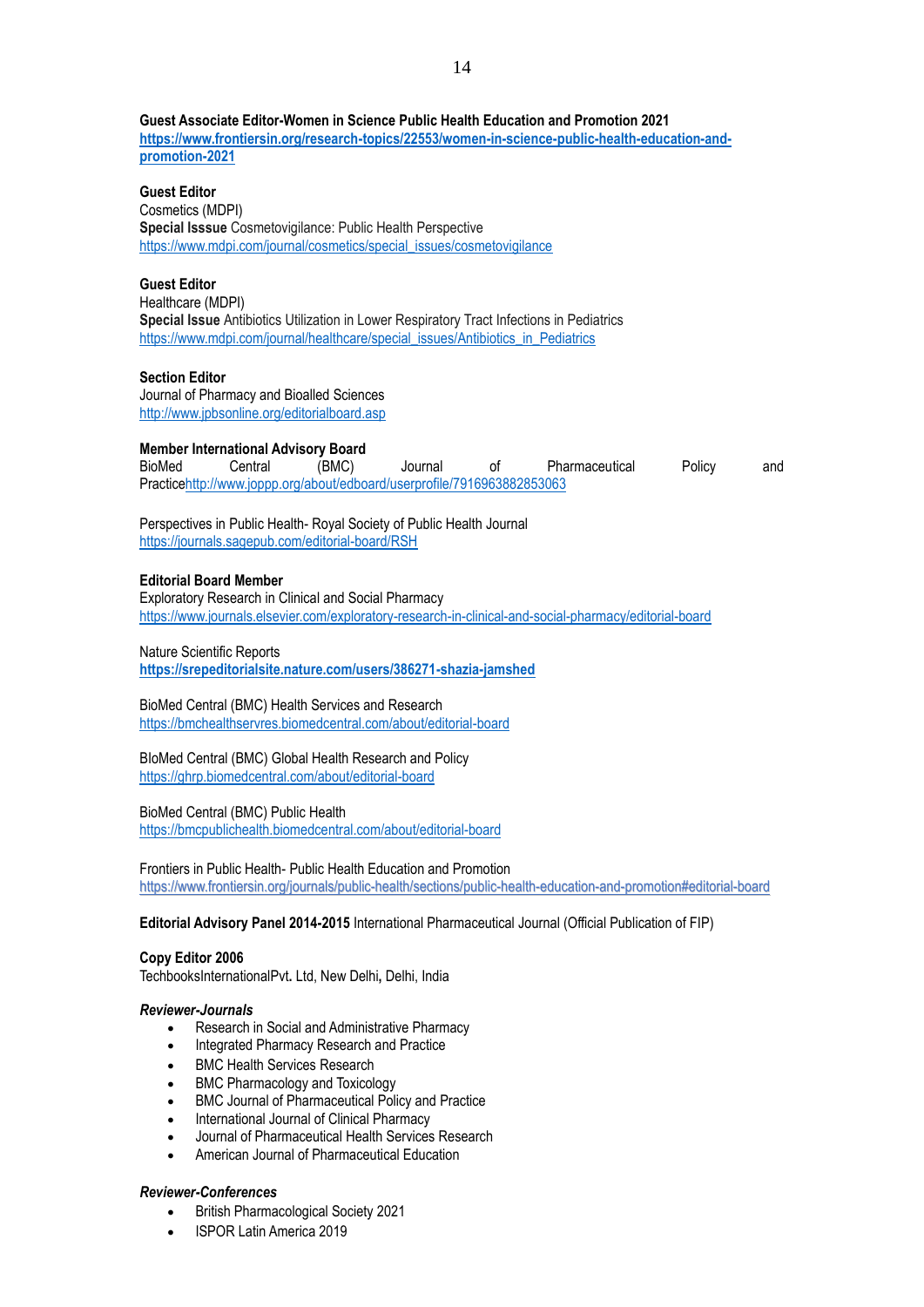**Guest Associate Editor-Women in Science Public Health Education and Promotion 2021**
**https://www.frontiersin.org/research-topics/22553/women-in-science-public-health-education-and-promotion-2021**

**Guest Editor**
Cosmetics (MDPI)
**Special Isssue** Cosmetovigilance: Public Health Perspective
https://www.mdpi.com/journal/cosmetics/special_issues/cosmetovigilance

**Guest Editor**
Healthcare (MDPI)
**Special Issue** Antibiotics Utilization in Lower Respiratory Tract Infections in Pediatrics
https://www.mdpi.com/journal/healthcare/special_issues/Antibiotics_in_Pediatrics

**Section Editor**
Journal of Pharmacy and Bioalled Sciences
http://www.jpbsonline.org/editorialboard.asp

**Member International Advisory Board**
BioMed Central (BMC) Journal of Pharmaceutical Policy and Practicehttp://www.joppp.org/about/edboard/userprofile/7916963882853063

Perspectives in Public Health- Royal Society of Public Health Journal
https://journals.sagepub.com/editorial-board/RSH

**Editorial Board Member**
Exploratory Research in Clinical and Social Pharmacy
https://www.journals.elsevier.com/exploratory-research-in-clinical-and-social-pharmacy/editorial-board

Nature Scientific Reports
**https://srepeditorialsite.nature.com/users/386271-shazia-jamshed**

BioMed Central (BMC) Health Services and Research
https://bmchealthservres.biomedcentral.com/about/editorial-board

BIoMed Central (BMC) Global Health Research and Policy
https://ghrp.biomedcentral.com/about/editorial-board

BioMed Central (BMC) Public Health
https://bmcpublichealth.biomedcentral.com/about/editorial-board

Frontiers in Public Health- Public Health Education and Promotion
https://www.frontiersin.org/journals/public-health/sections/public-health-education-and-promotion#editorial-board

**Editorial Advisory Panel 2014-2015** International Pharmaceutical Journal (Official Publication of FIP)

**Copy Editor 2006**
TechbooksInternationalPvt. Ltd, New Delhi, Delhi, India

***Reviewer-Journals***

- Research in Social and Administrative Pharmacy
- Integrated Pharmacy Research and Practice
- BMC Health Services Research
- BMC Pharmacology and Toxicology
- BMC Journal of Pharmaceutical Policy and Practice
- International Journal of Clinical Pharmacy
- Journal of Pharmaceutical Health Services Research
- American Journal of Pharmaceutical Education

***Reviewer-Conferences***

- British Pharmacological Society 2021
- ISPOR Latin America 2019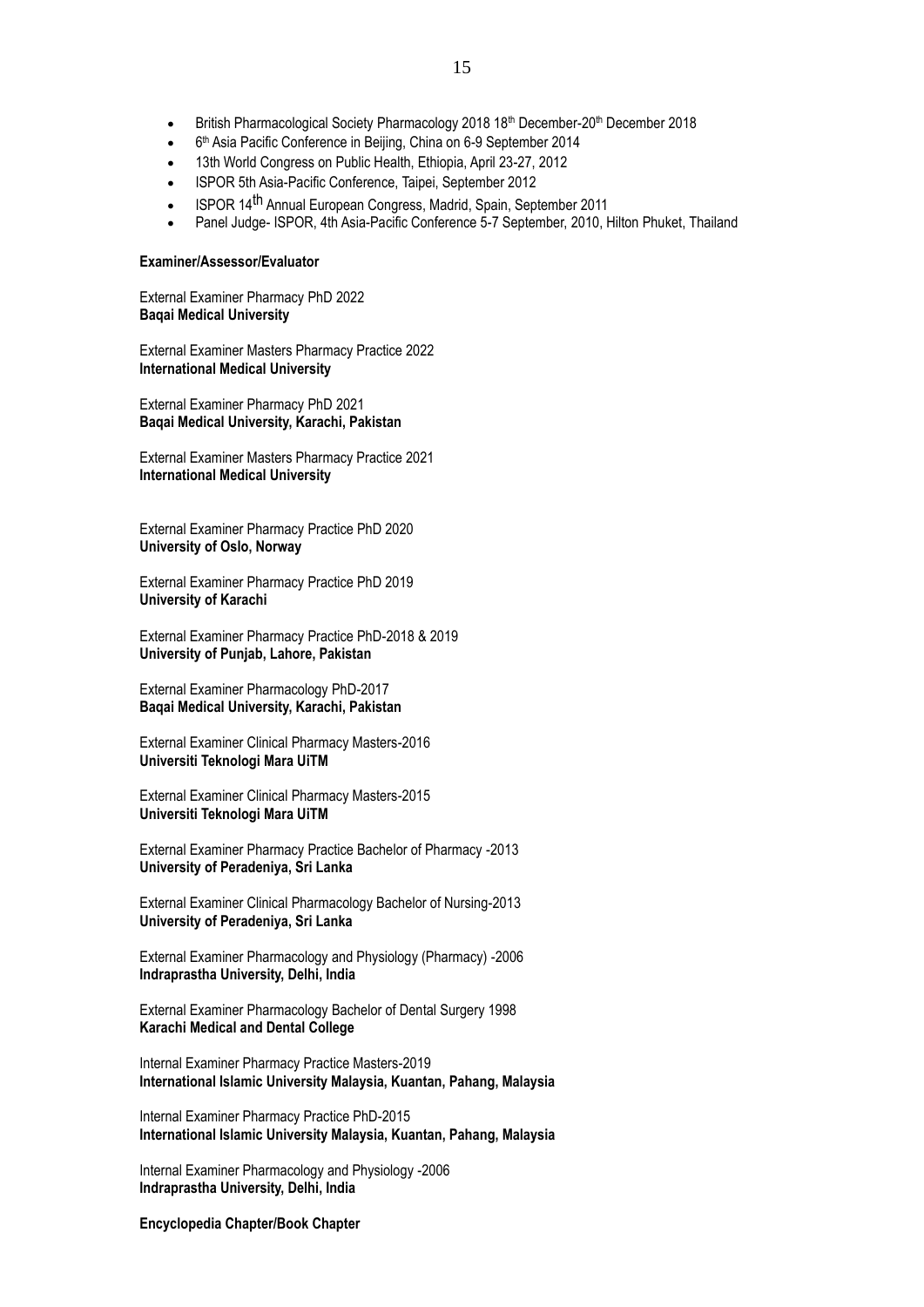- British Pharmacological Society Pharmacology 2018 18th December-20th December 2018
- 6th Asia Pacific Conference in Beijing, China on 6-9 September 2014
- 13th World Congress on Public Health, Ethiopia, April 23-27, 2012
- ISPOR 5th Asia-Pacific Conference, Taipei, September 2012
- ISPOR 14th Annual European Congress, Madrid, Spain, September 2011
- Panel Judge- ISPOR, 4th Asia-Pacific Conference 5-7 September, 2010, Hilton Phuket, Thailand

**Examiner/Assessor/Evaluator**

External Examiner Pharmacy PhD 2022
**Baqai Medical University**

External Examiner Masters Pharmacy Practice 2022
**International Medical University**

External Examiner Pharmacy PhD 2021
**Baqai Medical University, Karachi, Pakistan**

External Examiner Masters Pharmacy Practice 2021
**International Medical University**

External Examiner Pharmacy Practice PhD 2020
**University of Oslo, Norway**

External Examiner Pharmacy Practice PhD 2019
**University of Karachi**

External Examiner Pharmacy Practice PhD-2018 & 2019
**University of Punjab, Lahore, Pakistan**

External Examiner Pharmacology PhD-2017
**Baqai Medical University, Karachi, Pakistan**

External Examiner Clinical Pharmacy Masters-2016
**Universiti Teknologi Mara UiTM**

External Examiner Clinical Pharmacy Masters-2015
**Universiti Teknologi Mara UiTM**

External Examiner Pharmacy Practice Bachelor of Pharmacy -2013
**University of Peradeniya, Sri Lanka**

External Examiner Clinical Pharmacology Bachelor of Nursing-2013
**University of Peradeniya, Sri Lanka**

External Examiner Pharmacology and Physiology (Pharmacy) -2006
**Indraprastha University, Delhi, India**

External Examiner Pharmacology Bachelor of Dental Surgery 1998
**Karachi Medical and Dental College**

Internal Examiner Pharmacy Practice Masters-2019
**International Islamic University Malaysia, Kuantan, Pahang, Malaysia**

Internal Examiner Pharmacy Practice PhD-2015
**International Islamic University Malaysia, Kuantan, Pahang, Malaysia**

Internal Examiner Pharmacology and Physiology -2006
**Indraprastha University, Delhi, India**

**Encyclopedia Chapter/Book Chapter**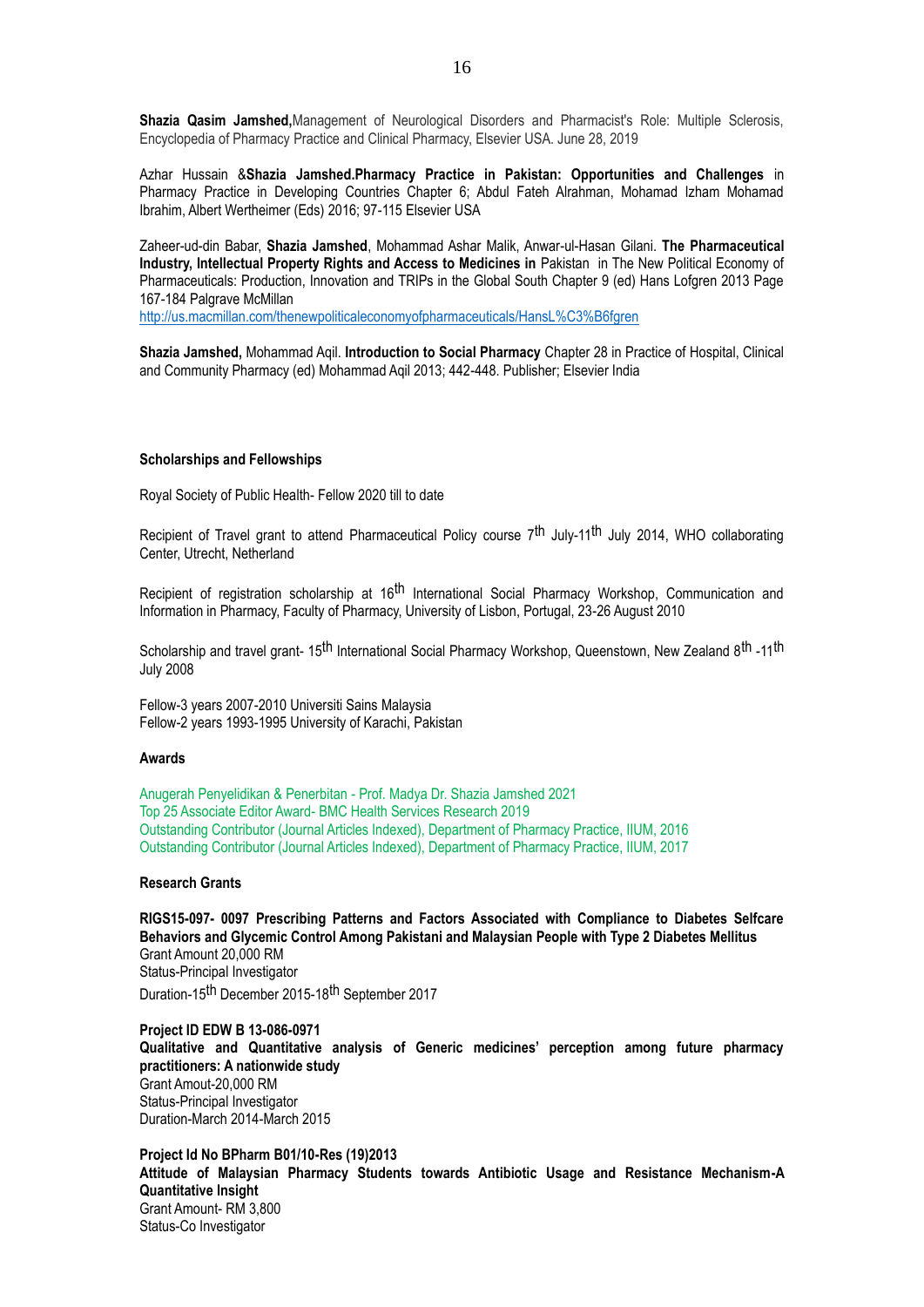**Shazia Qasim Jamshed,**Management of Neurological Disorders and Pharmacist's Role: Multiple Sclerosis, Encyclopedia of Pharmacy Practice and Clinical Pharmacy, Elsevier USA. June 28, 2019

Azhar Hussain &**Shazia Jamshed.Pharmacy Practice in Pakistan: Opportunities and Challenges** in Pharmacy Practice in Developing Countries Chapter 6; Abdul Fateh Alrahman, Mohamad Izham Mohamad Ibrahim, Albert Wertheimer (Eds) 2016; 97-115 Elsevier USA

Zaheer-ud-din Babar, **Shazia Jamshed**, Mohammad Ashar Malik, Anwar-ul-Hasan Gilani. **The Pharmaceutical Industry, Intellectual Property Rights and Access to Medicines in** Pakistan in The New Political Economy of Pharmaceuticals: Production, Innovation and TRIPs in the Global South Chapter 9 (ed) Hans Lofgren 2013 Page 167-184 Palgrave McMillan
http://us.macmillan.com/thenewpoliticaleconomyofpharmaceuticals/HansL%C3%B6fgren

**Shazia Jamshed,** Mohammad Aqil. **Introduction to Social Pharmacy** Chapter 28 in Practice of Hospital, Clinical and Community Pharmacy (ed) Mohammad Aqil 2013; 442-448. Publisher; Elsevier India

**Scholarships and Fellowships**

Royal Society of Public Health- Fellow 2020 till to date

Recipient of Travel grant to attend Pharmaceutical Policy course 7th July-11th July 2014, WHO collaborating Center, Utrecht, Netherland

Recipient of registration scholarship at 16th International Social Pharmacy Workshop, Communication and Information in Pharmacy, Faculty of Pharmacy, University of Lisbon, Portugal, 23-26 August 2010

Scholarship and travel grant- 15th International Social Pharmacy Workshop, Queenstown, New Zealand 8th -11th July 2008

Fellow-3 years 2007-2010 Universiti Sains Malaysia
Fellow-2 years 1993-1995 University of Karachi, Pakistan

**Awards**

Anugerah Penyelidikan & Penerbitan - Prof. Madya Dr. Shazia Jamshed 2021
Top 25 Associate Editor Award- BMC Health Services Research 2019
Outstanding Contributor (Journal Articles Indexed), Department of Pharmacy Practice, IIUM, 2016
Outstanding Contributor (Journal Articles Indexed), Department of Pharmacy Practice, IIUM, 2017

**Research Grants**

**RIGS15-097- 0097 Prescribing Patterns and Factors Associated with Compliance to Diabetes Selfcare Behaviors and Glycemic Control Among Pakistani and Malaysian People with Type 2 Diabetes Mellitus**
Grant Amount 20,000 RM
Status-Principal Investigator
Duration-15th December 2015-18th September 2017

**Project ID EDW B 13-086-0971**
**Qualitative and Quantitative analysis of Generic medicines' perception among future pharmacy practitioners: A nationwide study**
Grant Amout-20,000 RM
Status-Principal Investigator
Duration-March 2014-March 2015

**Project Id No BPharm B01/10-Res (19)2013**
**Attitude of Malaysian Pharmacy Students towards Antibiotic Usage and Resistance Mechanism-A Quantitative Insight**
Grant Amount- RM 3,800
Status-Co Investigator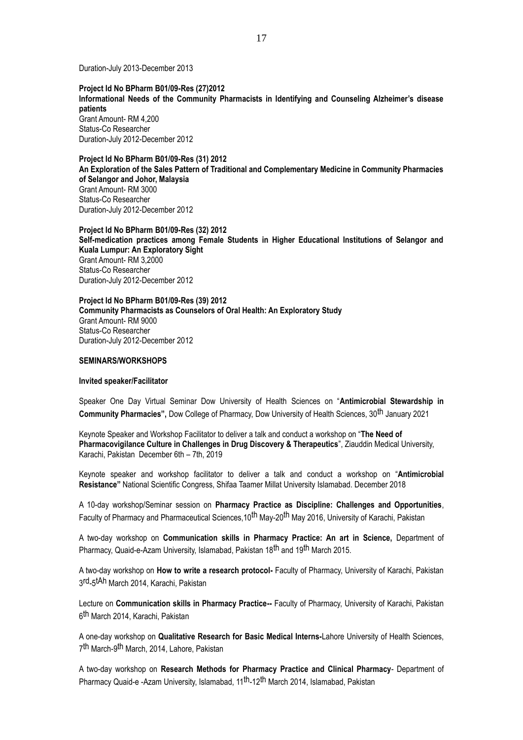Duration-July 2013-December 2013

**Project Id No BPharm B01/09-Res (27)2012**
**Informational Needs of the Community Pharmacists in Identifying and Counseling Alzheimer's disease patients**
Grant Amount- RM 4,200
Status-Co Researcher
Duration-July 2012-December 2012

**Project Id No BPharm B01/09-Res (31) 2012**
**An Exploration of the Sales Pattern of Traditional and Complementary Medicine in Community Pharmacies of Selangor and Johor, Malaysia**
Grant Amount- RM 3000
Status-Co Researcher
Duration-July 2012-December 2012

**Project Id No BPharm B01/09-Res (32) 2012**
**Self-medication practices among Female Students in Higher Educational Institutions of Selangor and Kuala Lumpur: An Exploratory Sight**
Grant Amount- RM 3,2000
Status-Co Researcher
Duration-July 2012-December 2012

**Project Id No BPharm B01/09-Res (39) 2012**
**Community Pharmacists as Counselors of Oral Health: An Exploratory Study**
Grant Amount- RM 9000
Status-Co Researcher
Duration-July 2012-December 2012

## SEMINARS/WORKSHOPS

### Invited speaker/Facilitator

Speaker One Day Virtual Seminar Dow University of Health Sciences on "**Antimicrobial Stewardship in Community Pharmacies",** Dow College of Pharmacy, Dow University of Health Sciences, 30th January 2021

Keynote Speaker and Workshop Facilitator to deliver a talk and conduct a workshop on "**The Need of Pharmacovigilance Culture in Challenges in Drug Discovery & Therapeutics**", Ziauddin Medical University, Karachi, Pakistan December 6th – 7th, 2019

Keynote speaker and workshop facilitator to deliver a talk and conduct a workshop on "**Antimicrobial Resistance"** National Scientific Congress, Shifaa Taamer Millat University Islamabad. December 2018

A 10-day workshop/Seminar session on **Pharmacy Practice as Discipline: Challenges and Opportunities**, Faculty of Pharmacy and Pharmaceutical Sciences,10th May-20th May 2016, University of Karachi, Pakistan

A two-day workshop on **Communication skills in Pharmacy Practice: An art in Science,** Department of Pharmacy, Quaid-e-Azam University, Islamabad, Pakistan 18th and 19th March 2015.

A two-day workshop on **How to write a research protocol-** Faculty of Pharmacy, University of Karachi, Pakistan 3rd-5tAh March 2014, Karachi, Pakistan

Lecture on **Communication skills in Pharmacy Practice--** Faculty of Pharmacy, University of Karachi, Pakistan 6th March 2014, Karachi, Pakistan

A one-day workshop on **Qualitative Research for Basic Medical Interns-**Lahore University of Health Sciences, 7th March-9th March, 2014, Lahore, Pakistan

A two-day workshop on **Research Methods for Pharmacy Practice and Clinical Pharmacy**- Department of Pharmacy Quaid-e -Azam University, Islamabad, 11th-12th March 2014, Islamabad, Pakistan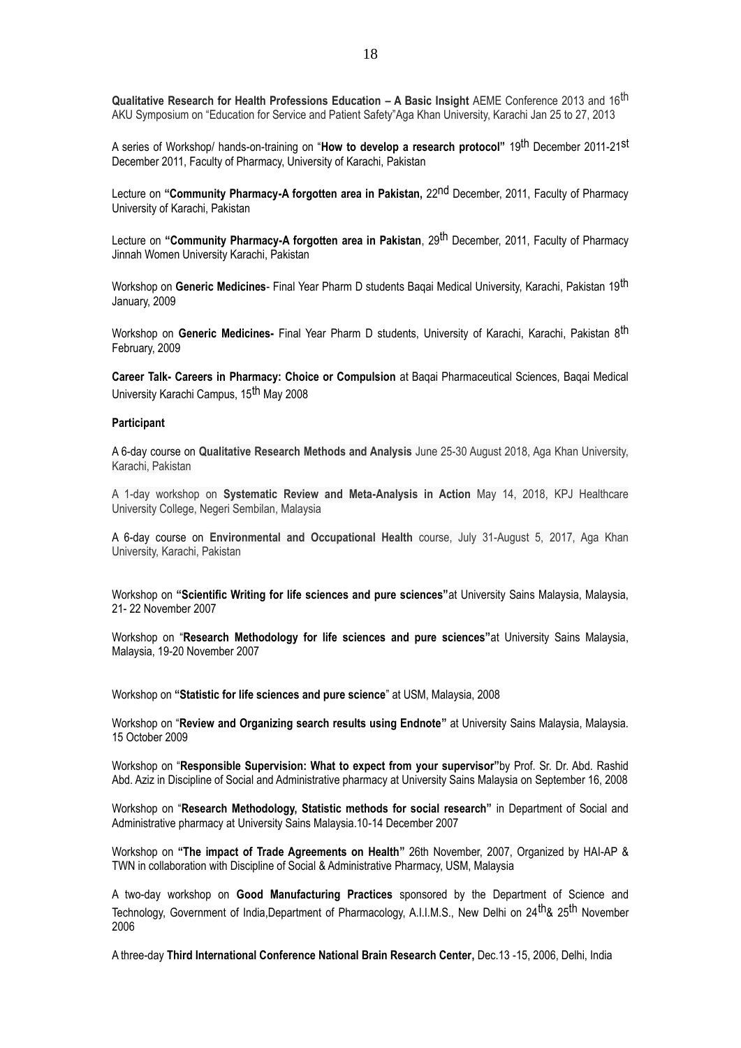**Qualitative Research for Health Professions Education – A Basic Insight** AEME Conference 2013 and 16th AKU Symposium on "Education for Service and Patient Safety"Aga Khan University, Karachi Jan 25 to 27, 2013

A series of Workshop/ hands-on-training on "**How to develop a research protocol"** 19th December 2011-21st December 2011, Faculty of Pharmacy, University of Karachi, Pakistan

Lecture on **"Community Pharmacy-A forgotten area in Pakistan,** 22nd December, 2011, Faculty of Pharmacy University of Karachi, Pakistan

Lecture on **"Community Pharmacy-A forgotten area in Pakistan**, 29th December, 2011, Faculty of Pharmacy Jinnah Women University Karachi, Pakistan

Workshop on **Generic Medicines**- Final Year Pharm D students Baqai Medical University, Karachi, Pakistan 19th January, 2009

Workshop on **Generic Medicines-** Final Year Pharm D students, University of Karachi, Karachi, Pakistan 8th February, 2009

**Career Talk- Careers in Pharmacy: Choice or Compulsion** at Baqai Pharmaceutical Sciences, Baqai Medical University Karachi Campus, 15th May 2008

**Participant**

A 6-day course on **Qualitative Research Methods and Analysis** June 25-30 August 2018, Aga Khan University, Karachi, Pakistan

A 1-day workshop on **Systematic Review and Meta-Analysis in Action** May 14, 2018, KPJ Healthcare University College, Negeri Sembilan, Malaysia

A 6-day course on **Environmental and Occupational Health** course, July 31-August 5, 2017, Aga Khan University, Karachi, Pakistan

Workshop on **"Scientific Writing for life sciences and pure sciences"**at University Sains Malaysia, Malaysia, 21- 22 November 2007

Workshop on "**Research Methodology for life sciences and pure sciences"**at University Sains Malaysia, Malaysia, 19-20 November 2007

Workshop on **"Statistic for life sciences and pure science**" at USM, Malaysia, 2008

Workshop on "**Review and Organizing search results using Endnote"** at University Sains Malaysia, Malaysia. 15 October 2009

Workshop on "**Responsible Supervision: What to expect from your supervisor"**by Prof. Sr. Dr. Abd. Rashid Abd. Aziz in Discipline of Social and Administrative pharmacy at University Sains Malaysia on September 16, 2008

Workshop on "**Research Methodology, Statistic methods for social research"** in Department of Social and Administrative pharmacy at University Sains Malaysia.10-14 December 2007

Workshop on **"The impact of Trade Agreements on Health"** 26th November, 2007, Organized by HAI-AP & TWN in collaboration with Discipline of Social & Administrative Pharmacy, USM, Malaysia

A two-day workshop on **Good Manufacturing Practices** sponsored by the Department of Science and Technology, Government of India,Department of Pharmacology, A.I.I.M.S., New Delhi on 24th& 25th November 2006

A three-day **Third International Conference National Brain Research Center,** Dec.13 -15, 2006, Delhi, India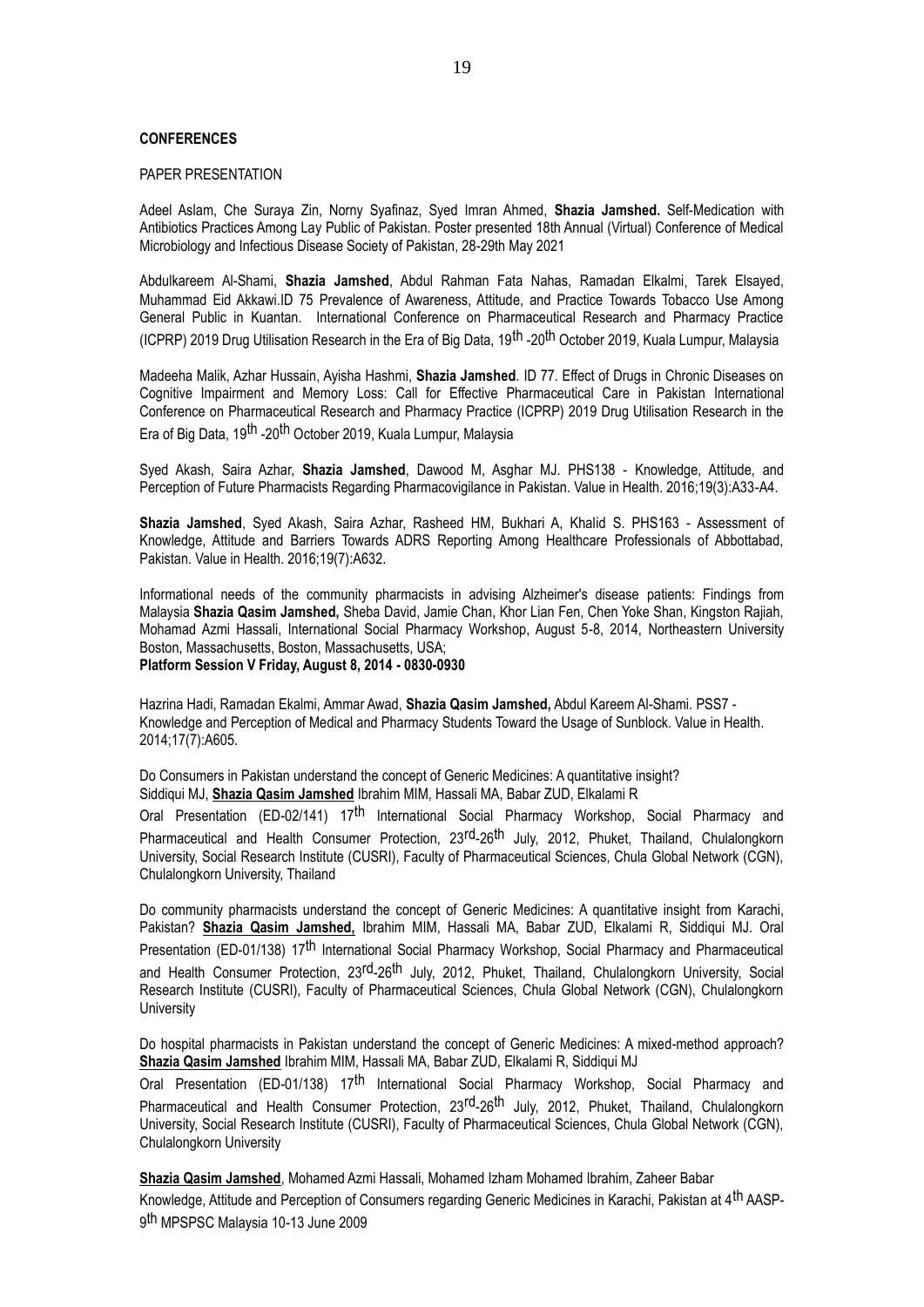**CONFERENCES**

PAPER PRESENTATION

Adeel Aslam, Che Suraya Zin, Norny Syafinaz, Syed Imran Ahmed, **Shazia Jamshed.** Self-Medication with Antibiotics Practices Among Lay Public of Pakistan. Poster presented 18th Annual (Virtual) Conference of Medical Microbiology and Infectious Disease Society of Pakistan, 28-29th May 2021

Abdulkareem Al-Shami, **Shazia Jamshed**, Abdul Rahman Fata Nahas, Ramadan Elkalmi, Tarek Elsayed, Muhammad Eid Akkawi.ID 75 Prevalence of Awareness, Attitude, and Practice Towards Tobacco Use Among General Public in Kuantan. International Conference on Pharmaceutical Research and Pharmacy Practice (ICPRP) 2019 Drug Utilisation Research in the Era of Big Data, 19th -20th October 2019, Kuala Lumpur, Malaysia

Madeeha Malik, Azhar Hussain, Ayisha Hashmi, **Shazia Jamshed**. ID 77. Effect of Drugs in Chronic Diseases on Cognitive Impairment and Memory Loss: Call for Effective Pharmaceutical Care in Pakistan International Conference on Pharmaceutical Research and Pharmacy Practice (ICPRP) 2019 Drug Utilisation Research in the Era of Big Data, 19th -20th October 2019, Kuala Lumpur, Malaysia

Syed Akash, Saira Azhar, **Shazia Jamshed**, Dawood M, Asghar MJ. PHS138 - Knowledge, Attitude, and Perception of Future Pharmacists Regarding Pharmacovigilance in Pakistan. Value in Health. 2016;19(3):A33-A4.

**Shazia Jamshed**, Syed Akash, Saira Azhar, Rasheed HM, Bukhari A, Khalid S. PHS163 - Assessment of Knowledge, Attitude and Barriers Towards ADRS Reporting Among Healthcare Professionals of Abbottabad, Pakistan. Value in Health. 2016;19(7):A632.

Informational needs of the community pharmacists in advising Alzheimer's disease patients: Findings from Malaysia **Shazia Qasim Jamshed,** Sheba David, Jamie Chan, Khor Lian Fen, Chen Yoke Shan, Kingston Rajiah, Mohamad Azmi Hassali, International Social Pharmacy Workshop, August 5-8, 2014, Northeastern University Boston, Massachusetts, Boston, Massachusetts, USA;
**Platform Session V Friday, August 8, 2014 - 0830-0930**

Hazrina Hadi, Ramadan Ekalmi, Ammar Awad, **Shazia Qasim Jamshed,** Abdul Kareem Al-Shami. PSS7 - Knowledge and Perception of Medical and Pharmacy Students Toward the Usage of Sunblock. Value in Health. 2014;17(7):A605.

Do Consumers in Pakistan understand the concept of Generic Medicines: A quantitative insight?
Siddiqui MJ, **Shazia Qasim Jamshed** Ibrahim MIM, Hassali MA, Babar ZUD, Elkalami R
Oral Presentation (ED-02/141) 17th International Social Pharmacy Workshop, Social Pharmacy and Pharmaceutical and Health Consumer Protection, 23rd-26th July, 2012, Phuket, Thailand, Chulalongkorn University, Social Research Institute (CUSRI), Faculty of Pharmaceutical Sciences, Chula Global Network (CGN), Chulalongkorn University, Thailand

Do community pharmacists understand the concept of Generic Medicines: A quantitative insight from Karachi, Pakistan? **Shazia Qasim Jamshed,** Ibrahim MIM, Hassali MA, Babar ZUD, Elkalami R, Siddiqui MJ. Oral Presentation (ED-01/138) 17th International Social Pharmacy Workshop, Social Pharmacy and Pharmaceutical and Health Consumer Protection, 23rd-26th July, 2012, Phuket, Thailand, Chulalongkorn University, Social Research Institute (CUSRI), Faculty of Pharmaceutical Sciences, Chula Global Network (CGN), Chulalongkorn University

Do hospital pharmacists in Pakistan understand the concept of Generic Medicines: A mixed-method approach?
**Shazia Qasim Jamshed** Ibrahim MIM, Hassali MA, Babar ZUD, Elkalami R, Siddiqui MJ
Oral Presentation (ED-01/138) 17th International Social Pharmacy Workshop, Social Pharmacy and Pharmaceutical and Health Consumer Protection, 23rd-26th July, 2012, Phuket, Thailand, Chulalongkorn University, Social Research Institute (CUSRI), Faculty of Pharmaceutical Sciences, Chula Global Network (CGN), Chulalongkorn University

**Shazia Qasim Jamshed**, Mohamed Azmi Hassali, Mohamed Izham Mohamed Ibrahim, Zaheer Babar
Knowledge, Attitude and Perception of Consumers regarding Generic Medicines in Karachi, Pakistan at 4th AASP-9th MPSPSC Malaysia 10-13 June 2009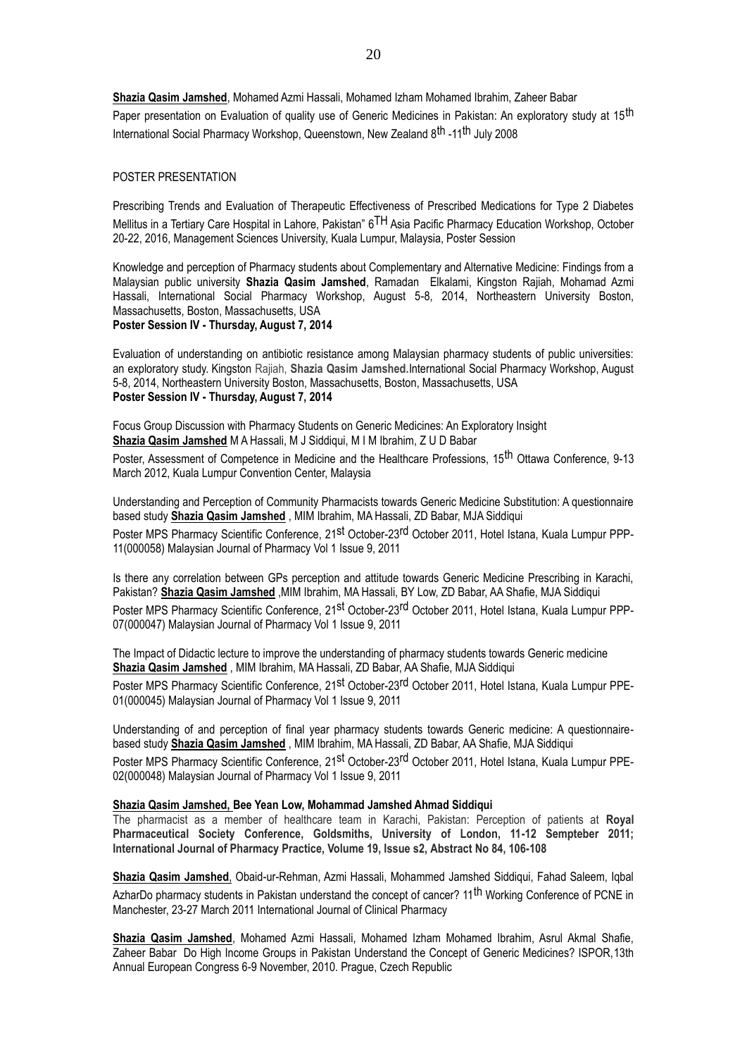**Shazia Qasim Jamshed**, Mohamed Azmi Hassali, Mohamed Izham Mohamed Ibrahim, Zaheer Babar

Paper presentation on Evaluation of quality use of Generic Medicines in Pakistan: An exploratory study at 15th International Social Pharmacy Workshop, Queenstown, New Zealand 8th -11th July 2008

POSTER PRESENTATION

Prescribing Trends and Evaluation of Therapeutic Effectiveness of Prescribed Medications for Type 2 Diabetes Mellitus in a Tertiary Care Hospital in Lahore, Pakistan" 6TH Asia Pacific Pharmacy Education Workshop, October 20-22, 2016, Management Sciences University, Kuala Lumpur, Malaysia, Poster Session

Knowledge and perception of Pharmacy students about Complementary and Alternative Medicine: Findings from a Malaysian public university **Shazia Qasim Jamshed**, Ramadan Elkalami, Kingston Rajiah, Mohamad Azmi Hassali, International Social Pharmacy Workshop, August 5-8, 2014, Northeastern University Boston, Massachusetts, Boston, Massachusetts, USA

**Poster Session IV - Thursday, August 7, 2014**

Evaluation of understanding on antibiotic resistance among Malaysian pharmacy students of public universities: an exploratory study. Kingston Rajiah, **Shazia Qasim Jamshed.**International Social Pharmacy Workshop, August 5-8, 2014, Northeastern University Boston, Massachusetts, Boston, Massachusetts, USA

**Poster Session IV - Thursday, August 7, 2014**

Focus Group Discussion with Pharmacy Students on Generic Medicines: An Exploratory Insight
**Shazia Qasim Jamshed** M A Hassali, M J Siddiqui, M I M Ibrahim, Z U D Babar

Poster, Assessment of Competence in Medicine and the Healthcare Professions, 15th Ottawa Conference, 9-13 March 2012, Kuala Lumpur Convention Center, Malaysia

Understanding and Perception of Community Pharmacists towards Generic Medicine Substitution: A questionnaire based study **Shazia Qasim Jamshed** , MIM Ibrahim, MA Hassali, ZD Babar, MJA Siddiqui

Poster MPS Pharmacy Scientific Conference, 21st October-23rd October 2011, Hotel Istana, Kuala Lumpur PPP-11(000058) Malaysian Journal of Pharmacy Vol 1 Issue 9, 2011

Is there any correlation between GPs perception and attitude towards Generic Medicine Prescribing in Karachi, Pakistan? **Shazia Qasim Jamshed** ,MIM Ibrahim, MA Hassali, BY Low, ZD Babar, AA Shafie, MJA Siddiqui

Poster MPS Pharmacy Scientific Conference, 21st October-23rd October 2011, Hotel Istana, Kuala Lumpur PPP-07(000047) Malaysian Journal of Pharmacy Vol 1 Issue 9, 2011

The Impact of Didactic lecture to improve the understanding of pharmacy students towards Generic medicine
**Shazia Qasim Jamshed** , MIM Ibrahim, MA Hassali, ZD Babar, AA Shafie, MJA Siddiqui

Poster MPS Pharmacy Scientific Conference, 21st October-23rd October 2011, Hotel Istana, Kuala Lumpur PPE-01(000045) Malaysian Journal of Pharmacy Vol 1 Issue 9, 2011

Understanding of and perception of final year pharmacy students towards Generic medicine: A questionnaire-based study **Shazia Qasim Jamshed** , MIM Ibrahim, MA Hassali, ZD Babar, AA Shafie, MJA Siddiqui

Poster MPS Pharmacy Scientific Conference, 21st October-23rd October 2011, Hotel Istana, Kuala Lumpur PPE-02(000048) Malaysian Journal of Pharmacy Vol 1 Issue 9, 2011

**Shazia Qasim Jamshed, Bee Yean Low, Mohammad Jamshed Ahmad Siddiqui**

The pharmacist as a member of healthcare team in Karachi, Pakistan: Perception of patients at **Royal Pharmaceutical Society Conference, Goldsmiths, University of London, 11-12 Sempteber 2011; International Journal of Pharmacy Practice, Volume 19, Issue s2, Abstract No 84, 106-108**

**Shazia Qasim Jamshed**, Obaid-ur-Rehman, Azmi Hassali, Mohammed Jamshed Siddiqui, Fahad Saleem, Iqbal AzharDo pharmacy students in Pakistan understand the concept of cancer? 11th Working Conference of PCNE in Manchester, 23-27 March 2011 International Journal of Clinical Pharmacy

**Shazia Qasim Jamshed**, Mohamed Azmi Hassali, Mohamed Izham Mohamed Ibrahim, Asrul Akmal Shafie, Zaheer Babar Do High Income Groups in Pakistan Understand the Concept of Generic Medicines? ISPOR,13th Annual European Congress 6-9 November, 2010. Prague, Czech Republic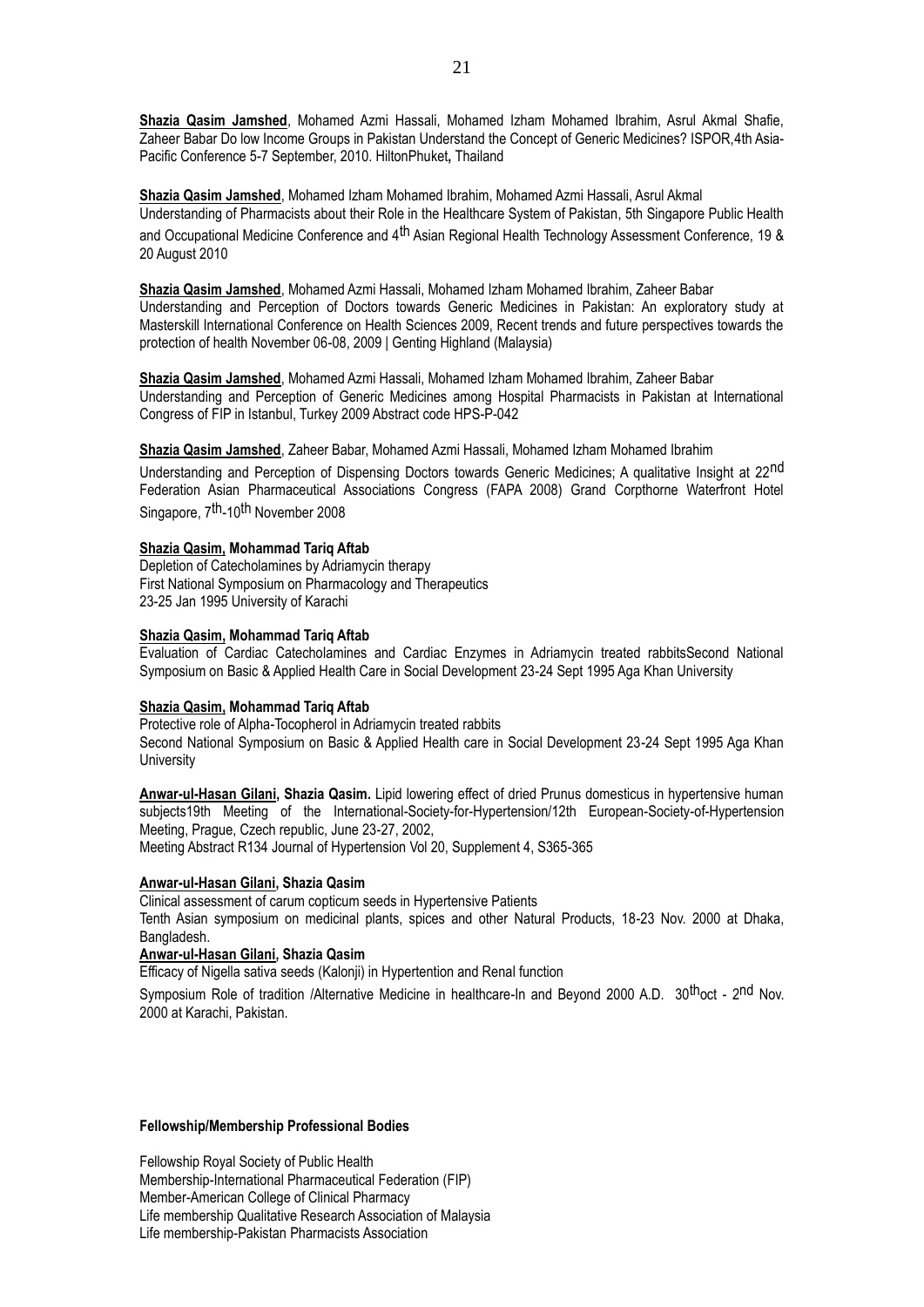**Shazia Qasim Jamshed**, Mohamed Azmi Hassali, Mohamed Izham Mohamed Ibrahim, Asrul Akmal Shafie, Zaheer Babar Do low Income Groups in Pakistan Understand the Concept of Generic Medicines? ISPOR,4th Asia-Pacific Conference 5-7 September, 2010. HiltonPhuket**,** Thailand

**Shazia Qasim Jamshed**, Mohamed Izham Mohamed Ibrahim, Mohamed Azmi Hassali, Asrul Akmal Understanding of Pharmacists about their Role in the Healthcare System of Pakistan, 5th Singapore Public Health and Occupational Medicine Conference and 4th Asian Regional Health Technology Assessment Conference, 19 & 20 August 2010

**Shazia Qasim Jamshed**, Mohamed Azmi Hassali, Mohamed Izham Mohamed Ibrahim, Zaheer Babar Understanding and Perception of Doctors towards Generic Medicines in Pakistan: An exploratory study at Masterskill International Conference on Health Sciences 2009, Recent trends and future perspectives towards the protection of health November 06-08, 2009 | Genting Highland (Malaysia)

**Shazia Qasim Jamshed**, Mohamed Azmi Hassali, Mohamed Izham Mohamed Ibrahim, Zaheer Babar Understanding and Perception of Generic Medicines among Hospital Pharmacists in Pakistan at International Congress of FIP in Istanbul, Turkey 2009 Abstract code HPS-P-042

**Shazia Qasim Jamshed**, Zaheer Babar, Mohamed Azmi Hassali, Mohamed Izham Mohamed Ibrahim

Understanding and Perception of Dispensing Doctors towards Generic Medicines; A qualitative Insight at 22nd Federation Asian Pharmaceutical Associations Congress (FAPA 2008) Grand Corpthorne Waterfront Hotel Singapore, 7th-10th November 2008

**Shazia Qasim, Mohammad Tariq Aftab**
Depletion of Catecholamines by Adriamycin therapy
First National Symposium on Pharmacology and Therapeutics
23-25 Jan 1995 University of Karachi

**Shazia Qasim, Mohammad Tariq Aftab**
Evaluation of Cardiac Catecholamines and Cardiac Enzymes in Adriamycin treated rabbitsSecond National Symposium on Basic & Applied Health Care in Social Development 23-24 Sept 1995 Aga Khan University

**Shazia Qasim, Mohammad Tariq Aftab**
Protective role of Alpha-Tocopherol in Adriamycin treated rabbits
Second National Symposium on Basic & Applied Health care in Social Development 23-24 Sept 1995 Aga Khan University

**Anwar-ul-Hasan Gilani, Shazia Qasim.** Lipid lowering effect of dried Prunus domesticus in hypertensive human subjects19th Meeting of the International-Society-for-Hypertension/12th European-Society-of-Hypertension Meeting, Prague, Czech republic, June 23-27, 2002,
Meeting Abstract R134 Journal of Hypertension Vol 20, Supplement 4, S365-365

**Anwar-ul-Hasan Gilani, Shazia Qasim**
Clinical assessment of carum copticum seeds in Hypertensive Patients
Tenth Asian symposium on medicinal plants, spices and other Natural Products, 18-23 Nov. 2000 at Dhaka, Bangladesh.

**Anwar-ul-Hasan Gilani, Shazia Qasim**
Efficacy of Nigella sativa seeds (Kalonji) in Hypertention and Renal function

Symposium Role of tradition /Alternative Medicine in healthcare-In and Beyond 2000 A.D. 30thoct - 2nd Nov. 2000 at Karachi, Pakistan.

**Fellowship/Membership Professional Bodies**

Fellowship Royal Society of Public Health
Membership-International Pharmaceutical Federation (FIP)
Member-American College of Clinical Pharmacy
Life membership Qualitative Research Association of Malaysia
Life membership-Pakistan Pharmacists Association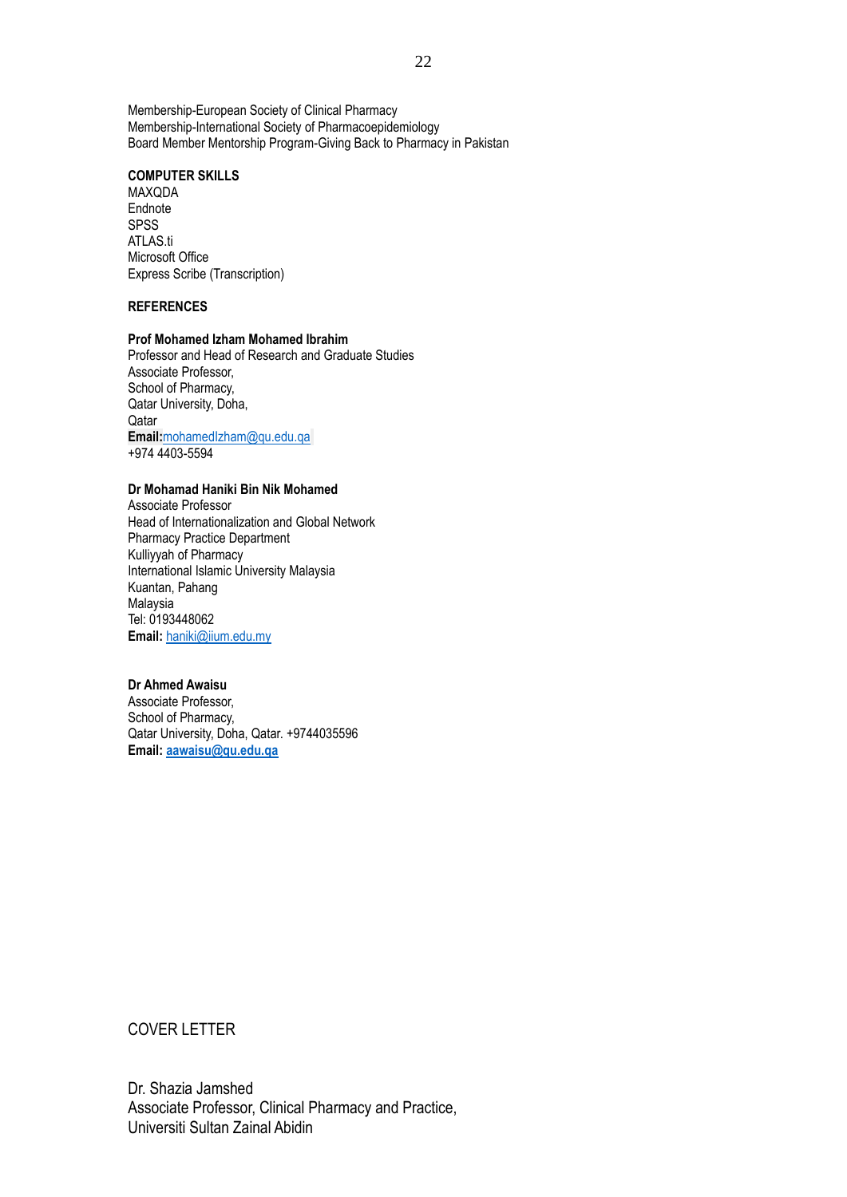Membership-European Society of Clinical Pharmacy
Membership-International Society of Pharmacoepidemiology
Board Member Mentorship Program-Giving Back to Pharmacy in Pakistan

**COMPUTER SKILLS**

MAXQDA
Endnote
SPSS
ATLAS.ti
Microsoft Office
Express Scribe (Transcription)

**REFERENCES**

**Prof Mohamed Izham Mohamed Ibrahim**
Professor and Head of Research and Graduate Studies
Associate Professor,
School of Pharmacy,
Qatar University, Doha,
Qatar
**Email:**mohamedIzham@qu.edu.qa
+974 4403-5594

**Dr Mohamad Haniki Bin Nik Mohamed**
Associate Professor
Head of Internationalization and Global Network
Pharmacy Practice Department
Kulliyyah of Pharmacy
International Islamic University Malaysia
Kuantan, Pahang
Malaysia
Tel: 0193448062
**Email:** haniki@iium.edu.my

**Dr Ahmed Awaisu**
Associate Professor,
School of Pharmacy,
Qatar University, Doha, Qatar. +9744035596
**Email: aawaisu@qu.edu.qa**

COVER LETTER

Dr. Shazia Jamshed
Associate Professor, Clinical Pharmacy and Practice,
Universiti Sultan Zainal Abidin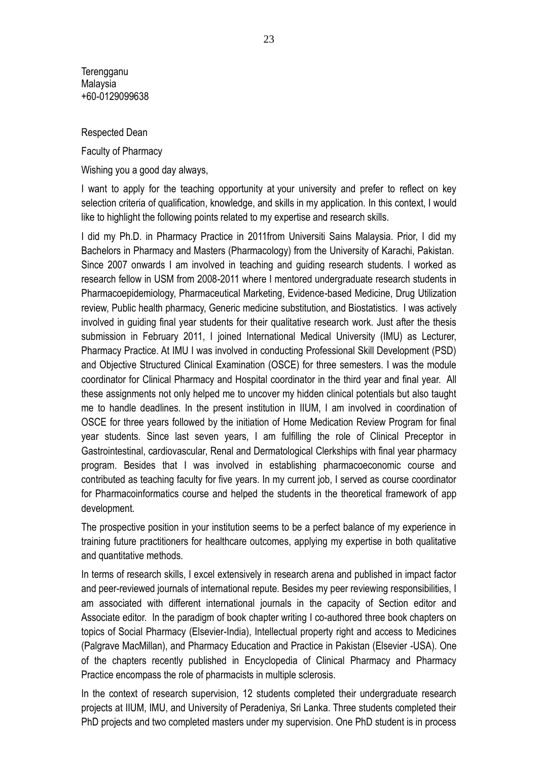Terengganu
Malaysia
+60-0129099638

Respected Dean

Faculty of Pharmacy

Wishing you a good day always,

I want to apply for the teaching opportunity at your university and prefer to reflect on key selection criteria of qualification, knowledge, and skills in my application. In this context, I would like to highlight the following points related to my expertise and research skills.

I did my Ph.D. in Pharmacy Practice in 2011from Universiti Sains Malaysia. Prior, I did my Bachelors in Pharmacy and Masters (Pharmacology) from the University of Karachi, Pakistan. Since 2007 onwards I am involved in teaching and guiding research students. I worked as research fellow in USM from 2008-2011 where I mentored undergraduate research students in Pharmacoepidemiology, Pharmaceutical Marketing, Evidence-based Medicine, Drug Utilization review, Public health pharmacy, Generic medicine substitution, and Biostatistics. I was actively involved in guiding final year students for their qualitative research work. Just after the thesis submission in February 2011, I joined International Medical University (IMU) as Lecturer, Pharmacy Practice. At IMU I was involved in conducting Professional Skill Development (PSD) and Objective Structured Clinical Examination (OSCE) for three semesters. I was the module coordinator for Clinical Pharmacy and Hospital coordinator in the third year and final year. All these assignments not only helped me to uncover my hidden clinical potentials but also taught me to handle deadlines. In the present institution in IIUM, I am involved in coordination of OSCE for three years followed by the initiation of Home Medication Review Program for final year students. Since last seven years, I am fulfilling the role of Clinical Preceptor in Gastrointestinal, cardiovascular, Renal and Dermatological Clerkships with final year pharmacy program. Besides that I was involved in establishing pharmacoeconomic course and contributed as teaching faculty for five years. In my current job, I served as course coordinator for Pharmacoinformatics course and helped the students in the theoretical framework of app development.

The prospective position in your institution seems to be a perfect balance of my experience in training future practitioners for healthcare outcomes, applying my expertise in both qualitative and quantitative methods.

In terms of research skills, I excel extensively in research arena and published in impact factor and peer-reviewed journals of international repute. Besides my peer reviewing responsibilities, I am associated with different international journals in the capacity of Section editor and Associate editor. In the paradigm of book chapter writing I co-authored three book chapters on topics of Social Pharmacy (Elsevier-India), Intellectual property right and access to Medicines (Palgrave MacMillan), and Pharmacy Education and Practice in Pakistan (Elsevier -USA). One of the chapters recently published in Encyclopedia of Clinical Pharmacy and Pharmacy Practice encompass the role of pharmacists in multiple sclerosis.

In the context of research supervision, 12 students completed their undergraduate research projects at IIUM, IMU, and University of Peradeniya, Sri Lanka. Three students completed their PhD projects and two completed masters under my supervision. One PhD student is in process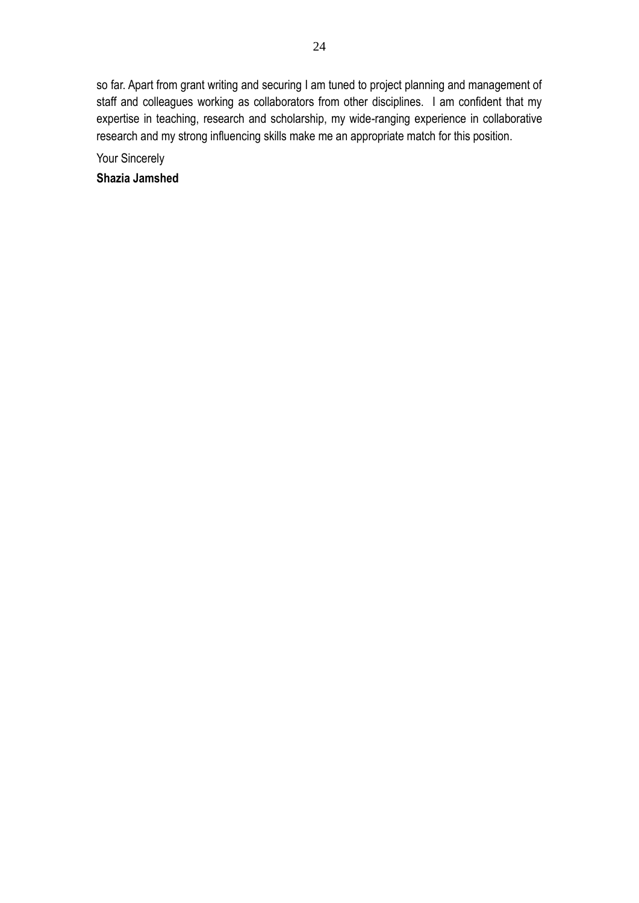so far. Apart from grant writing and securing I am tuned to project planning and management of staff and colleagues working as collaborators from other disciplines. I am confident that my expertise in teaching, research and scholarship, my wide-ranging experience in collaborative research and my strong influencing skills make me an appropriate match for this position.

Your Sincerely

**Shazia Jamshed**